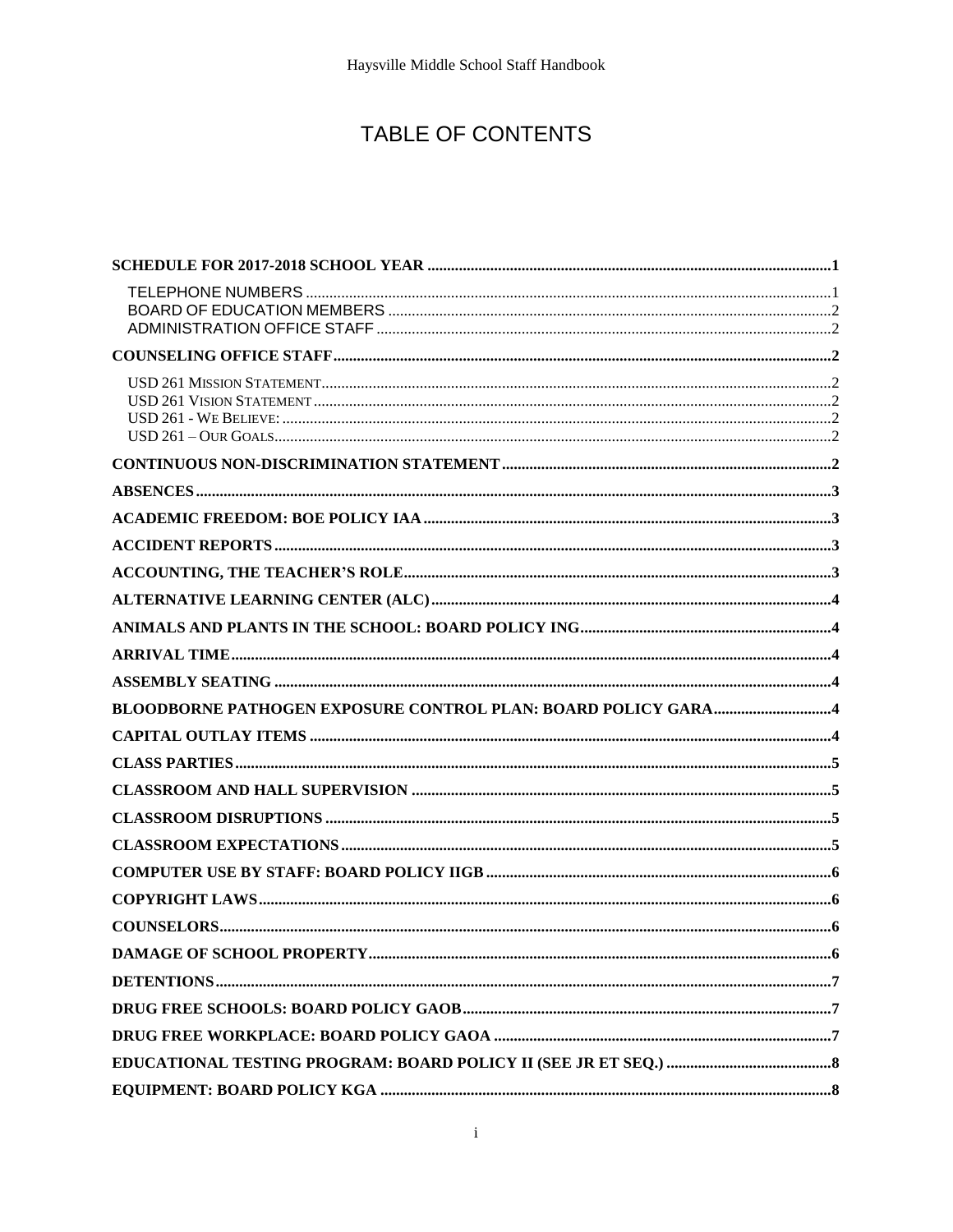# TABLE OF CONTENTS

**SCHEDULE FOR 2017-2018 SCHOOL YEAR** ....................................................................................................1

TELEPHONE NUMBERS ....................................................................................................................................1
BOARD OF EDUCATION MEMBERS ...............................................................................................................2
ADMINISTRATION OFFICE STAFF ..................................................................................................................2

**COUNSELING OFFICE STAFF**.............................................................................................................................2

USD 261 MISSION STATEMENT...............................................................................................................................2
USD 261 VISION STATEMENT..................................................................................................................................2
USD 261 - WE BELIEVE: .........................................................................................................................................2
USD 261 – OUR GOALS............................................................................................................................................2

**CONTINUOUS NON-DISCRIMINATION STATEMENT**..................................................................................2

**ABSENCES**................................................................................................................................................................3

**ACADEMIC FREEDOM: BOE POLICY IAA**......................................................................................................3

**ACCIDENT REPORTS**............................................................................................................................................3

**ACCOUNTING, THE TEACHER'S ROLE**...........................................................................................................3

**ALTERNATIVE LEARNING CENTER (ALC)**....................................................................................................4

**ANIMALS AND PLANTS IN THE SCHOOL: BOARD POLICY ING**...............................................................4

**ARRIVAL TIME**........................................................................................................................................................4

**ASSEMBLY SEATING** ............................................................................................................................................4

**BLOODBORNE PATHOGEN EXPOSURE CONTROL PLAN: BOARD POLICY GARA**.............................4

**CAPITAL OUTLAY ITEMS** ...................................................................................................................................4

**CLASS PARTIES**.......................................................................................................................................................5

**CLASSROOM AND HALL SUPERVISION** .........................................................................................................5

**CLASSROOM DISRUPTIONS** ...............................................................................................................................5

**CLASSROOM EXPECTATIONS**...........................................................................................................................5

**COMPUTER USE BY STAFF: BOARD POLICY IIGB**.......................................................................................6

**COPYRIGHT LAWS**................................................................................................................................................6

**COUNSELORS**..........................................................................................................................................................6

**DAMAGE OF SCHOOL PROPERTY**....................................................................................................................6

**DETENTIONS**...........................................................................................................................................................7

**DRUG FREE SCHOOLS: BOARD POLICY GAOB**.............................................................................................7

**DRUG FREE WORKPLACE: BOARD POLICY GAOA** .....................................................................................7

**EDUCATIONAL TESTING PROGRAM: BOARD POLICY II (SEE JR ET SEQ.)** ..........................................8

**EQUIPMENT: BOARD POLICY KGA** .................................................................................................................8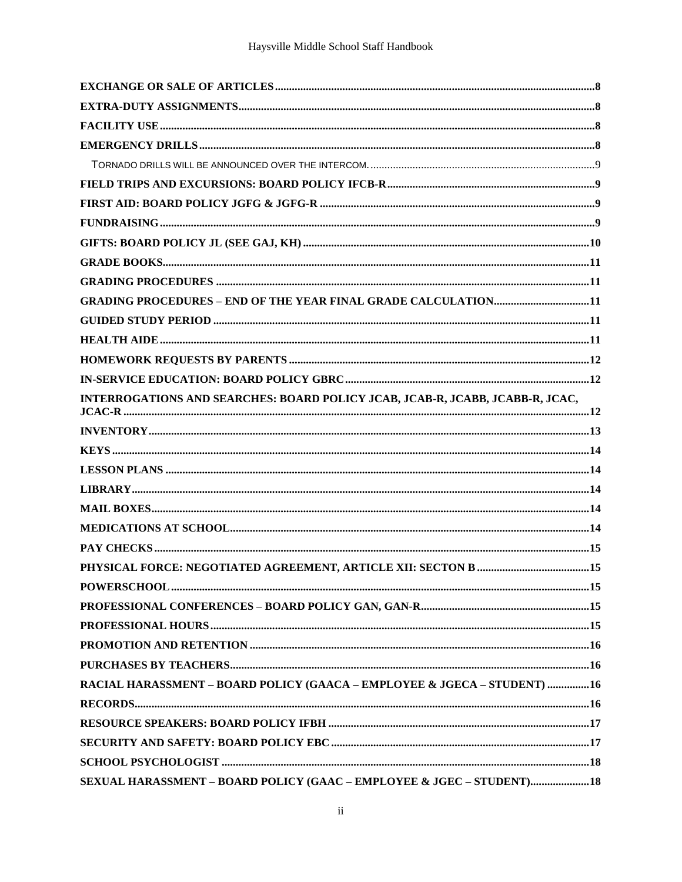EXCHANGE OR SALE OF ARTICLES ........ 8
EXTRA-DUTY ASSIGNMENTS ........ 8
FACILITY USE ........ 8
EMERGENCY DRILLS ........ 8
 TORNADO DRILLS WILL BE ANNOUNCED OVER THE INTERCOM. ........ 9
FIELD TRIPS AND EXCURSIONS: BOARD POLICY IFCB-R ........ 9
FIRST AID: BOARD POLICY JGFG & JGFG-R ........ 9
FUNDRAISING ........ 9
GIFTS: BOARD POLICY JL (SEE GAJ, KH) ........ 10
GRADE BOOKS ........ 11
GRADING PROCEDURES ........ 11
GRADING PROCEDURES – END OF THE YEAR FINAL GRADE CALCULATION ........ 11
GUIDED STUDY PERIOD ........ 11
HEALTH AIDE ........ 11
HOMEWORK REQUESTS BY PARENTS ........ 12
IN-SERVICE EDUCATION: BOARD POLICY GBRC ........ 12
INTERROGATIONS AND SEARCHES: BOARD POLICY JCAB, JCAB-R, JCABB, JCABB-R, JCAC, JCAC-R ........ 12
INVENTORY ........ 13
KEYS ........ 14
LESSON PLANS ........ 14
LIBRARY ........ 14
MAIL BOXES ........ 14
MEDICATIONS AT SCHOOL ........ 14
PAY CHECKS ........ 15
PHYSICAL FORCE: NEGOTIATED AGREEMENT, ARTICLE XII: SECTON B ........ 15
POWERSCHOOL ........ 15
PROFESSIONAL CONFERENCES – BOARD POLICY GAN, GAN-R ........ 15
PROFESSIONAL HOURS ........ 15
PROMOTION AND RETENTION ........ 16
PURCHASES BY TEACHERS ........ 16
RACIAL HARASSMENT – BOARD POLICY (GAACA – EMPLOYEE & JGECA – STUDENT) ........ 16
RECORDS ........ 16
RESOURCE SPEAKERS: BOARD POLICY IFBH ........ 17
SECURITY AND SAFETY: BOARD POLICY EBC ........ 17
SCHOOL PSYCHOLOGIST ........ 18
SEXUAL HARASSMENT – BOARD POLICY (GAAC – EMPLOYEE & JGEC – STUDENT) ........ 18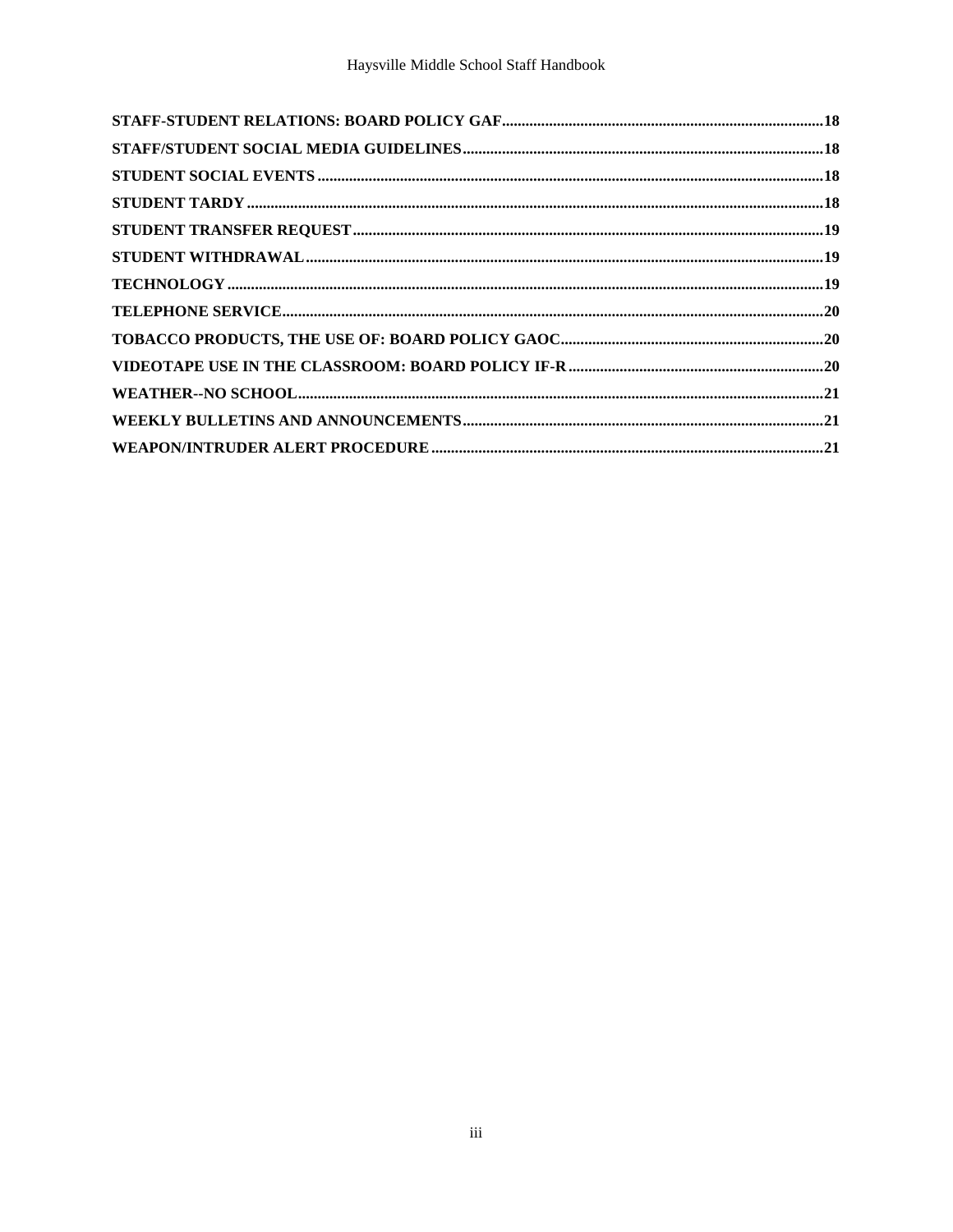**STAFF-STUDENT RELATIONS: BOARD POLICY GAF** ........................................ 18
**STAFF/STUDENT SOCIAL MEDIA GUIDELINES** ........................................ 18
**STUDENT SOCIAL EVENTS** ........................................ 18
**STUDENT TARDY** ........................................ 18
**STUDENT TRANSFER REQUEST** ........................................ 19
**STUDENT WITHDRAWAL** ........................................ 19
**TECHNOLOGY** ........................................ 19
**TELEPHONE SERVICE** ........................................ 20
**TOBACCO PRODUCTS, THE USE OF: BOARD POLICY GAOC** ........................................ 20
**VIDEOTAPE USE IN THE CLASSROOM: BOARD POLICY IF-R** ........................................ 20
**WEATHER--NO SCHOOL** ........................................ 21
**WEEKLY BULLETINS AND ANNOUNCEMENTS** ........................................ 21
**WEAPON/INTRUDER ALERT PROCEDURE** ........................................ 21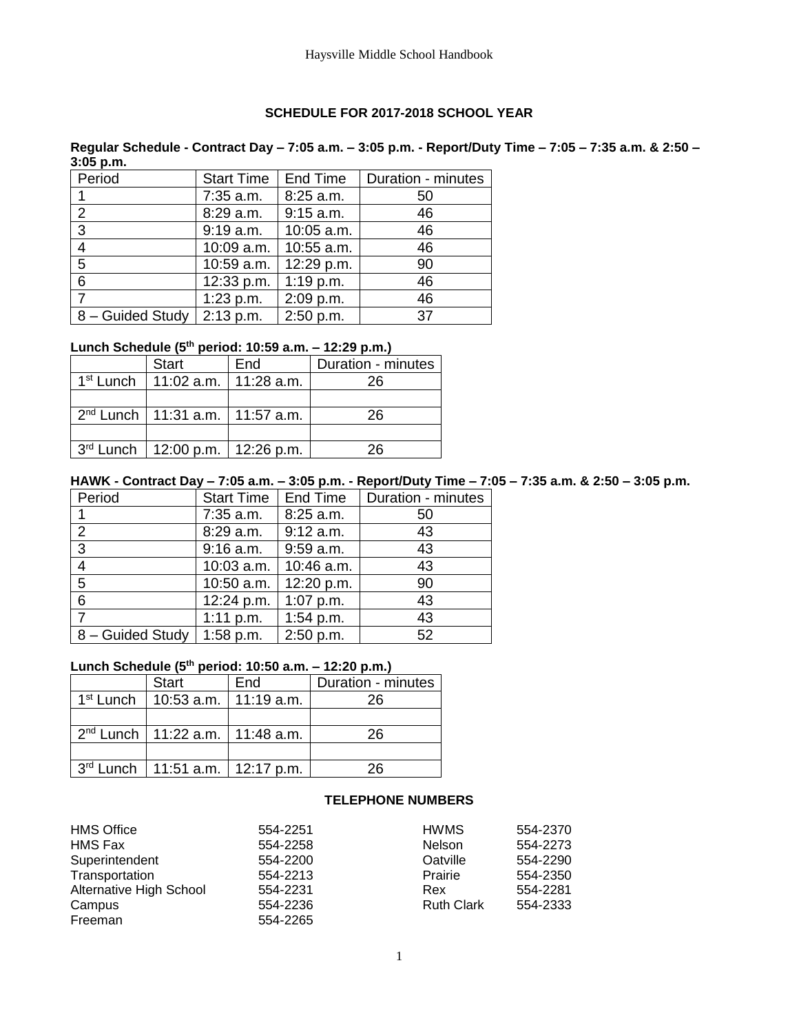## SCHEDULE FOR 2017-2018 SCHOOL YEAR

**Regular Schedule - Contract Day – 7:05 a.m. – 3:05 p.m. - Report/Duty Time – 7:05 – 7:35 a.m. & 2:50 – 3:05 p.m.**

| Period | Start Time | End Time | Duration - minutes |
|---|---|---|---|
| 1 | 7:35 a.m. | 8:25 a.m. | 50 |
| 2 | 8:29 a.m. | 9:15 a.m. | 46 |
| 3 | 9:19 a.m. | 10:05 a.m. | 46 |
| 4 | 10:09 a.m. | 10:55 a.m. | 46 |
| 5 | 10:59 a.m. | 12:29 p.m. | 90 |
| 6 | 12:33 p.m. | 1:19 p.m. | 46 |
| 7 | 1:23 p.m. | 2:09 p.m. | 46 |
| 8 – Guided Study | 2:13 p.m. | 2:50 p.m. | 37 |

**Lunch Schedule (5th period: 10:59 a.m. – 12:29 p.m.)**

| | Start | End | Duration - minutes |
|---|---|---|---|
| 1st Lunch | 11:02 a.m. | 11:28 a.m. | 26 |
| | | | |
| 2nd Lunch | 11:31 a.m. | 11:57 a.m. | 26 |
| | | | |
| 3rd Lunch | 12:00 p.m. | 12:26 p.m. | 26 |

**HAWK - Contract Day – 7:05 a.m. – 3:05 p.m. - Report/Duty Time – 7:05 – 7:35 a.m. & 2:50 – 3:05 p.m.**

| Period | Start Time | End Time | Duration - minutes |
|---|---|---|---|
| 1 | 7:35 a.m. | 8:25 a.m. | 50 |
| 2 | 8:29 a.m. | 9:12 a.m. | 43 |
| 3 | 9:16 a.m. | 9:59 a.m. | 43 |
| 4 | 10:03 a.m. | 10:46 a.m. | 43 |
| 5 | 10:50 a.m. | 12:20 p.m. | 90 |
| 6 | 12:24 p.m. | 1:07 p.m. | 43 |
| 7 | 1:11 p.m. | 1:54 p.m. | 43 |
| 8 – Guided Study | 1:58 p.m. | 2:50 p.m. | 52 |

**Lunch Schedule (5th period: 10:50 a.m. – 12:20 p.m.)**

| | Start | End | Duration - minutes |
|---|---|---|---|
| 1st Lunch | 10:53 a.m. | 11:19 a.m. | 26 |
| | | | |
| 2nd Lunch | 11:22 a.m. | 11:48 a.m. | 26 |
| | | | |
| 3rd Lunch | 11:51 a.m. | 12:17 p.m. | 26 |

## TELEPHONE NUMBERS

| | | | |
|---|---|---|---|
| HMS Office | 554-2251 | HWMS | 554-2370 |
| HMS Fax | 554-2258 | Nelson | 554-2273 |
| Superintendent | 554-2200 | Oatville | 554-2290 |
| Transportation | 554-2213 | Prairie | 554-2350 |
| Alternative High School | 554-2231 | Rex | 554-2281 |
| Campus | 554-2236 | Ruth Clark | 554-2333 |
| Freeman | 554-2265 | | |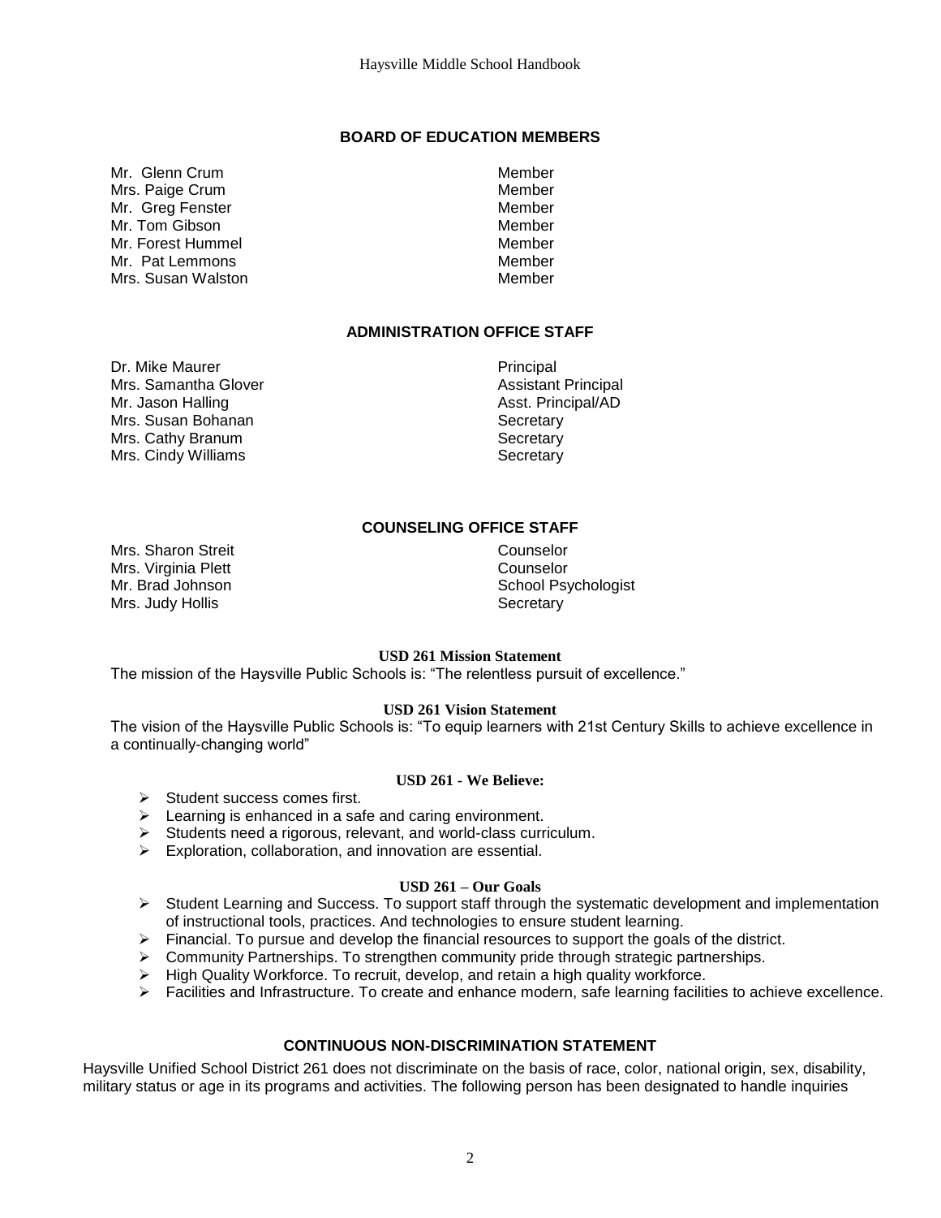## BOARD OF EDUCATION MEMBERS

| | |
|---|---|
| Mr. Glenn Crum | Member |
| Mrs. Paige Crum | Member |
| Mr. Greg Fenster | Member |
| Mr. Tom Gibson | Member |
| Mr. Forest Hummel | Member |
| Mr. Pat Lemmons | Member |
| Mrs. Susan Walston | Member |

## ADMINISTRATION OFFICE STAFF

| | |
|---|---|
| Dr. Mike Maurer | Principal |
| Mrs. Samantha Glover | Assistant Principal |
| Mr. Jason Halling | Asst. Principal/AD |
| Mrs. Susan Bohanan | Secretary |
| Mrs. Cathy Branum | Secretary |
| Mrs. Cindy Williams | Secretary |

## COUNSELING OFFICE STAFF

| | |
|---|---|
| Mrs. Sharon Streit | Counselor |
| Mrs. Virginia Plett | Counselor |
| Mr. Brad Johnson | School Psychologist |
| Mrs. Judy Hollis | Secretary |

### USD 261 Mission Statement

The mission of the Haysville Public Schools is: "The relentless pursuit of excellence."

### USD 261 Vision Statement

The vision of the Haysville Public Schools is: "To equip learners with 21st Century Skills to achieve excellence in a continually-changing world"

### USD 261 - We Believe:

- Student success comes first.
- Learning is enhanced in a safe and caring environment.
- Students need a rigorous, relevant, and world-class curriculum.
- Exploration, collaboration, and innovation are essential.

### USD 261 – Our Goals

- Student Learning and Success. To support staff through the systematic development and implementation of instructional tools, practices. And technologies to ensure student learning.
- Financial. To pursue and develop the financial resources to support the goals of the district.
- Community Partnerships. To strengthen community pride through strategic partnerships.
- High Quality Workforce. To recruit, develop, and retain a high quality workforce.
- Facilities and Infrastructure. To create and enhance modern, safe learning facilities to achieve excellence.

## CONTINUOUS NON-DISCRIMINATION STATEMENT

Haysville Unified School District 261 does not discriminate on the basis of race, color, national origin, sex, disability, military status or age in its programs and activities. The following person has been designated to handle inquiries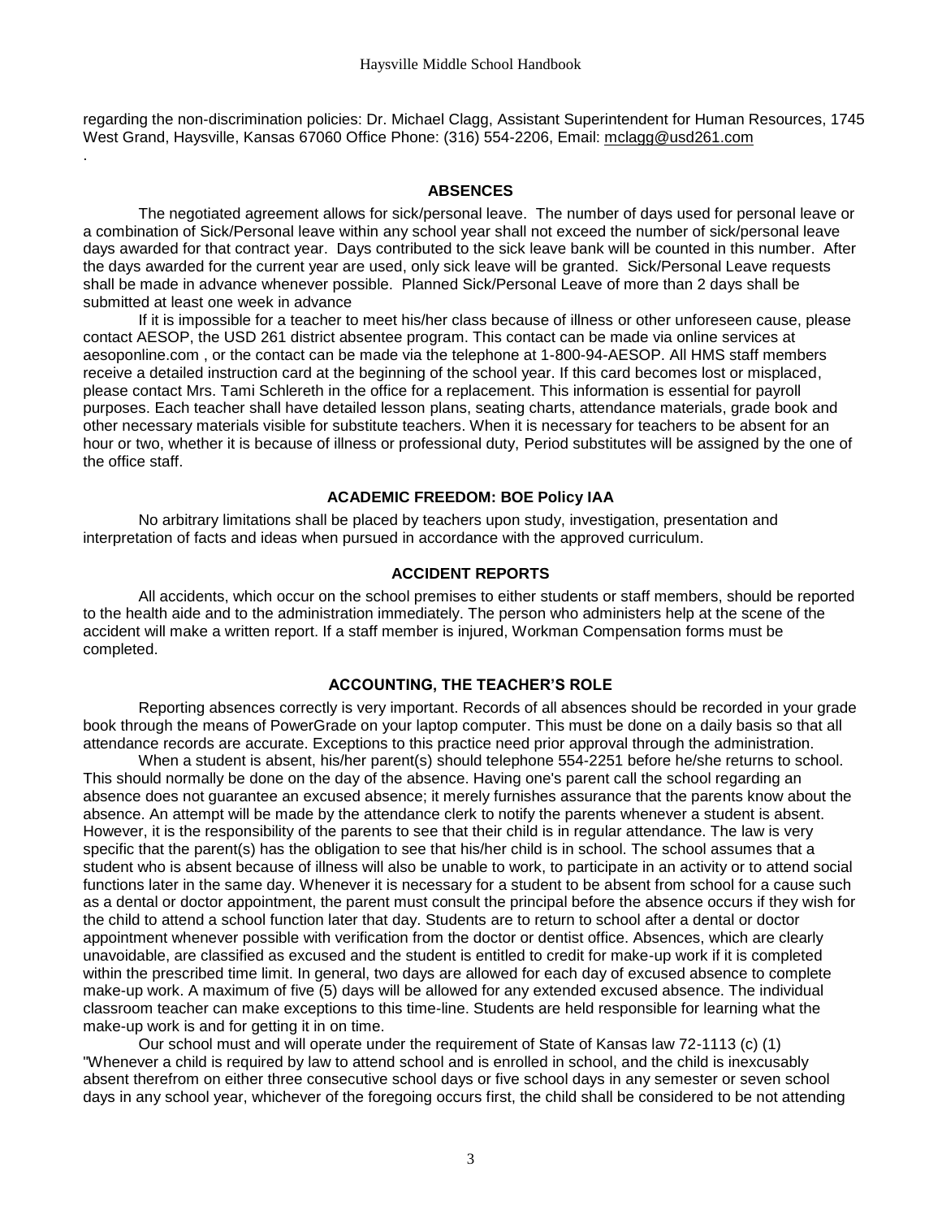regarding the non-discrimination policies: Dr. Michael Clagg, Assistant Superintendent for Human Resources, 1745 West Grand, Haysville, Kansas 67060 Office Phone: (316) 554-2206, Email: mclagg@usd261.com

.

## ABSENCES

The negotiated agreement allows for sick/personal leave. The number of days used for personal leave or a combination of Sick/Personal leave within any school year shall not exceed the number of sick/personal leave days awarded for that contract year. Days contributed to the sick leave bank will be counted in this number. After the days awarded for the current year are used, only sick leave will be granted. Sick/Personal Leave requests shall be made in advance whenever possible. Planned Sick/Personal Leave of more than 2 days shall be submitted at least one week in advance

If it is impossible for a teacher to meet his/her class because of illness or other unforeseen cause, please contact AESOP, the USD 261 district absentee program. This contact can be made via online services at aesoponline.com , or the contact can be made via the telephone at 1-800-94-AESOP. All HMS staff members receive a detailed instruction card at the beginning of the school year. If this card becomes lost or misplaced, please contact Mrs. Tami Schlereth in the office for a replacement. This information is essential for payroll purposes. Each teacher shall have detailed lesson plans, seating charts, attendance materials, grade book and other necessary materials visible for substitute teachers. When it is necessary for teachers to be absent for an hour or two, whether it is because of illness or professional duty, Period substitutes will be assigned by the one of the office staff.

## ACADEMIC FREEDOM: BOE Policy IAA

No arbitrary limitations shall be placed by teachers upon study, investigation, presentation and interpretation of facts and ideas when pursued in accordance with the approved curriculum.

## ACCIDENT REPORTS

All accidents, which occur on the school premises to either students or staff members, should be reported to the health aide and to the administration immediately. The person who administers help at the scene of the accident will make a written report. If a staff member is injured, Workman Compensation forms must be completed.

## ACCOUNTING, THE TEACHER'S ROLE

Reporting absences correctly is very important. Records of all absences should be recorded in your grade book through the means of PowerGrade on your laptop computer. This must be done on a daily basis so that all attendance records are accurate. Exceptions to this practice need prior approval through the administration.

When a student is absent, his/her parent(s) should telephone 554-2251 before he/she returns to school. This should normally be done on the day of the absence. Having one's parent call the school regarding an absence does not guarantee an excused absence; it merely furnishes assurance that the parents know about the absence. An attempt will be made by the attendance clerk to notify the parents whenever a student is absent. However, it is the responsibility of the parents to see that their child is in regular attendance. The law is very specific that the parent(s) has the obligation to see that his/her child is in school. The school assumes that a student who is absent because of illness will also be unable to work, to participate in an activity or to attend social functions later in the same day. Whenever it is necessary for a student to be absent from school for a cause such as a dental or doctor appointment, the parent must consult the principal before the absence occurs if they wish for the child to attend a school function later that day. Students are to return to school after a dental or doctor appointment whenever possible with verification from the doctor or dentist office. Absences, which are clearly unavoidable, are classified as excused and the student is entitled to credit for make-up work if it is completed within the prescribed time limit. In general, two days are allowed for each day of excused absence to complete make-up work. A maximum of five (5) days will be allowed for any extended excused absence. The individual classroom teacher can make exceptions to this time-line. Students are held responsible for learning what the make-up work is and for getting it in on time.

Our school must and will operate under the requirement of State of Kansas law 72-1113 (c) (1) "Whenever a child is required by law to attend school and is enrolled in school, and the child is inexcusably absent therefrom on either three consecutive school days or five school days in any semester or seven school days in any school year, whichever of the foregoing occurs first, the child shall be considered to be not attending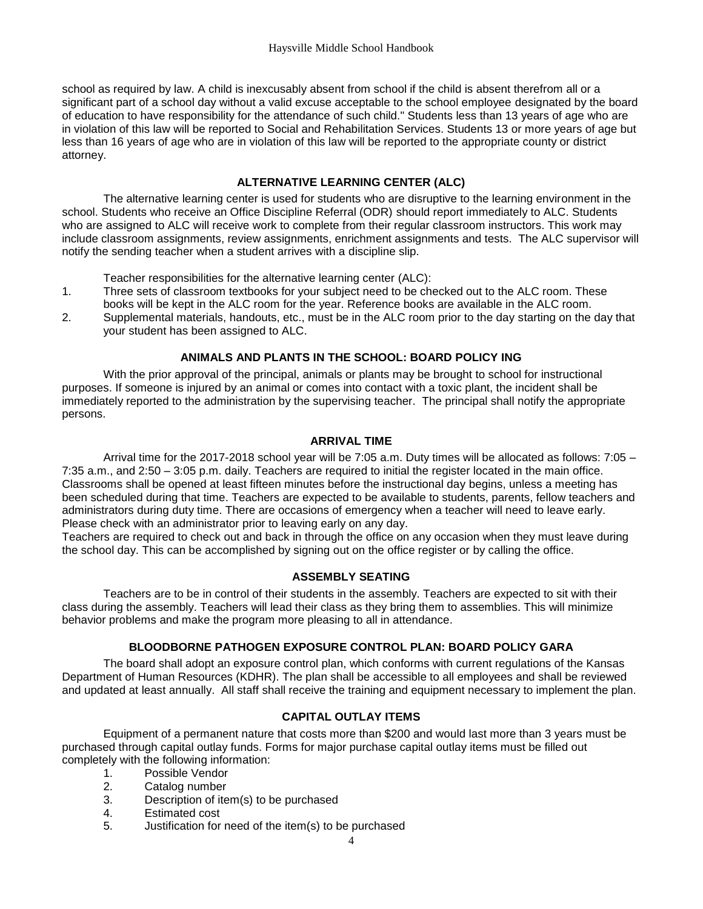school as required by law. A child is inexcusably absent from school if the child is absent therefrom all or a significant part of a school day without a valid excuse acceptable to the school employee designated by the board of education to have responsibility for the attendance of such child." Students less than 13 years of age who are in violation of this law will be reported to Social and Rehabilitation Services. Students 13 or more years of age but less than 16 years of age who are in violation of this law will be reported to the appropriate county or district attorney.

## ALTERNATIVE LEARNING CENTER (ALC)

The alternative learning center is used for students who are disruptive to the learning environment in the school. Students who receive an Office Discipline Referral (ODR) should report immediately to ALC. Students who are assigned to ALC will receive work to complete from their regular classroom instructors. This work may include classroom assignments, review assignments, enrichment assignments and tests. The ALC supervisor will notify the sending teacher when a student arrives with a discipline slip.

Teacher responsibilities for the alternative learning center (ALC):

1. Three sets of classroom textbooks for your subject need to be checked out to the ALC room. These books will be kept in the ALC room for the year. Reference books are available in the ALC room.
2. Supplemental materials, handouts, etc., must be in the ALC room prior to the day starting on the day that your student has been assigned to ALC.

## ANIMALS AND PLANTS IN THE SCHOOL: BOARD POLICY ING

With the prior approval of the principal, animals or plants may be brought to school for instructional purposes. If someone is injured by an animal or comes into contact with a toxic plant, the incident shall be immediately reported to the administration by the supervising teacher. The principal shall notify the appropriate persons.

## ARRIVAL TIME

Arrival time for the 2017-2018 school year will be 7:05 a.m. Duty times will be allocated as follows: 7:05 – 7:35 a.m., and 2:50 – 3:05 p.m. daily. Teachers are required to initial the register located in the main office. Classrooms shall be opened at least fifteen minutes before the instructional day begins, unless a meeting has been scheduled during that time. Teachers are expected to be available to students, parents, fellow teachers and administrators during duty time. There are occasions of emergency when a teacher will need to leave early. Please check with an administrator prior to leaving early on any day.

Teachers are required to check out and back in through the office on any occasion when they must leave during the school day. This can be accomplished by signing out on the office register or by calling the office.

## ASSEMBLY SEATING

Teachers are to be in control of their students in the assembly. Teachers are expected to sit with their class during the assembly. Teachers will lead their class as they bring them to assemblies. This will minimize behavior problems and make the program more pleasing to all in attendance.

## BLOODBORNE PATHOGEN EXPOSURE CONTROL PLAN: BOARD POLICY GARA

The board shall adopt an exposure control plan, which conforms with current regulations of the Kansas Department of Human Resources (KDHR). The plan shall be accessible to all employees and shall be reviewed and updated at least annually. All staff shall receive the training and equipment necessary to implement the plan.

## CAPITAL OUTLAY ITEMS

Equipment of a permanent nature that costs more than $200 and would last more than 3 years must be purchased through capital outlay funds. Forms for major purchase capital outlay items must be filled out completely with the following information:

1. Possible Vendor
2. Catalog number
3. Description of item(s) to be purchased
4. Estimated cost
5. Justification for need of the item(s) to be purchased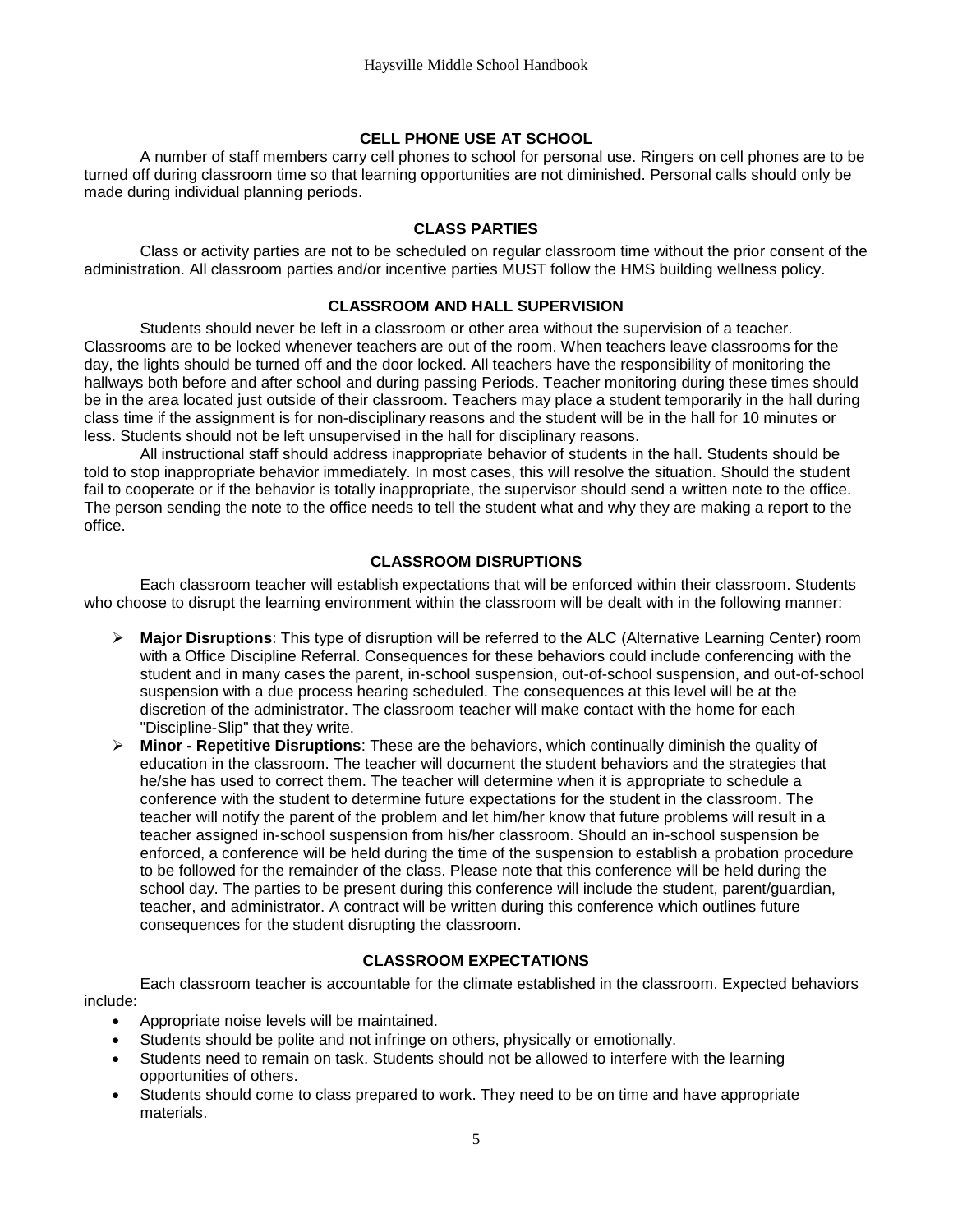## CELL PHONE USE AT SCHOOL

A number of staff members carry cell phones to school for personal use. Ringers on cell phones are to be turned off during classroom time so that learning opportunities are not diminished. Personal calls should only be made during individual planning periods.

## CLASS PARTIES

Class or activity parties are not to be scheduled on regular classroom time without the prior consent of the administration. All classroom parties and/or incentive parties MUST follow the HMS building wellness policy.

## CLASSROOM AND HALL SUPERVISION

Students should never be left in a classroom or other area without the supervision of a teacher. Classrooms are to be locked whenever teachers are out of the room. When teachers leave classrooms for the day, the lights should be turned off and the door locked. All teachers have the responsibility of monitoring the hallways both before and after school and during passing Periods. Teacher monitoring during these times should be in the area located just outside of their classroom. Teachers may place a student temporarily in the hall during class time if the assignment is for non-disciplinary reasons and the student will be in the hall for 10 minutes or less. Students should not be left unsupervised in the hall for disciplinary reasons.

All instructional staff should address inappropriate behavior of students in the hall. Students should be told to stop inappropriate behavior immediately. In most cases, this will resolve the situation. Should the student fail to cooperate or if the behavior is totally inappropriate, the supervisor should send a written note to the office. The person sending the note to the office needs to tell the student what and why they are making a report to the office.

## CLASSROOM DISRUPTIONS

Each classroom teacher will establish expectations that will be enforced within their classroom. Students who choose to disrupt the learning environment within the classroom will be dealt with in the following manner:

- **Major Disruptions**: This type of disruption will be referred to the ALC (Alternative Learning Center) room with a Office Discipline Referral. Consequences for these behaviors could include conferencing with the student and in many cases the parent, in-school suspension, out-of-school suspension, and out-of-school suspension with a due process hearing scheduled. The consequences at this level will be at the discretion of the administrator. The classroom teacher will make contact with the home for each "Discipline-Slip" that they write.
- **Minor - Repetitive Disruptions**: These are the behaviors, which continually diminish the quality of education in the classroom. The teacher will document the student behaviors and the strategies that he/she has used to correct them. The teacher will determine when it is appropriate to schedule a conference with the student to determine future expectations for the student in the classroom. The teacher will notify the parent of the problem and let him/her know that future problems will result in a teacher assigned in-school suspension from his/her classroom. Should an in-school suspension be enforced, a conference will be held during the time of the suspension to establish a probation procedure to be followed for the remainder of the class. Please note that this conference will be held during the school day. The parties to be present during this conference will include the student, parent/guardian, teacher, and administrator. A contract will be written during this conference which outlines future consequences for the student disrupting the classroom.

## CLASSROOM EXPECTATIONS

Each classroom teacher is accountable for the climate established in the classroom. Expected behaviors include:

- Appropriate noise levels will be maintained.
- Students should be polite and not infringe on others, physically or emotionally.
- Students need to remain on task. Students should not be allowed to interfere with the learning opportunities of others.
- Students should come to class prepared to work. They need to be on time and have appropriate materials.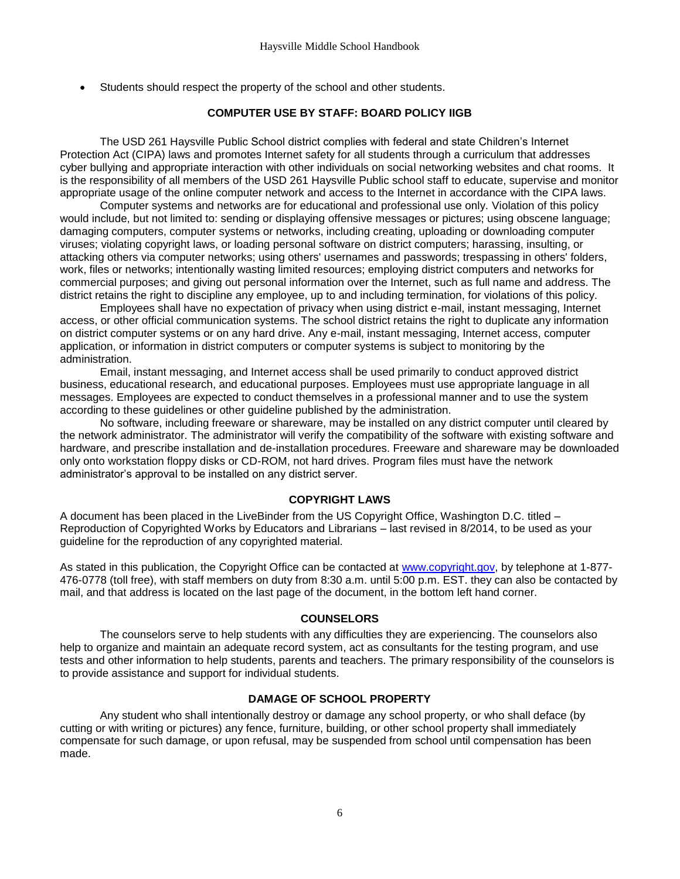- Students should respect the property of the school and other students.

## COMPUTER USE BY STAFF: BOARD POLICY IIGB

The USD 261 Haysville Public School district complies with federal and state Children's Internet Protection Act (CIPA) laws and promotes Internet safety for all students through a curriculum that addresses cyber bullying and appropriate interaction with other individuals on social networking websites and chat rooms. It is the responsibility of all members of the USD 261 Haysville Public school staff to educate, supervise and monitor appropriate usage of the online computer network and access to the Internet in accordance with the CIPA laws.

Computer systems and networks are for educational and professional use only. Violation of this policy would include, but not limited to: sending or displaying offensive messages or pictures; using obscene language; damaging computers, computer systems or networks, including creating, uploading or downloading computer viruses; violating copyright laws, or loading personal software on district computers; harassing, insulting, or attacking others via computer networks; using others' usernames and passwords; trespassing in others' folders, work, files or networks; intentionally wasting limited resources; employing district computers and networks for commercial purposes; and giving out personal information over the Internet, such as full name and address. The district retains the right to discipline any employee, up to and including termination, for violations of this policy.

Employees shall have no expectation of privacy when using district e-mail, instant messaging, Internet access, or other official communication systems. The school district retains the right to duplicate any information on district computer systems or on any hard drive. Any e-mail, instant messaging, Internet access, computer application, or information in district computers or computer systems is subject to monitoring by the administration.

Email, instant messaging, and Internet access shall be used primarily to conduct approved district business, educational research, and educational purposes. Employees must use appropriate language in all messages. Employees are expected to conduct themselves in a professional manner and to use the system according to these guidelines or other guideline published by the administration.

No software, including freeware or shareware, may be installed on any district computer until cleared by the network administrator. The administrator will verify the compatibility of the software with existing software and hardware, and prescribe installation and de-installation procedures. Freeware and shareware may be downloaded only onto workstation floppy disks or CD-ROM, not hard drives. Program files must have the network administrator's approval to be installed on any district server.

## COPYRIGHT LAWS

A document has been placed in the LiveBinder from the US Copyright Office, Washington D.C. titled – Reproduction of Copyrighted Works by Educators and Librarians – last revised in 8/2014, to be used as your guideline for the reproduction of any copyrighted material.

As stated in this publication, the Copyright Office can be contacted at [www.copyright.gov](http://www.copyright.gov), by telephone at 1-877-476-0778 (toll free), with staff members on duty from 8:30 a.m. until 5:00 p.m. EST. they can also be contacted by mail, and that address is located on the last page of the document, in the bottom left hand corner.

## COUNSELORS

The counselors serve to help students with any difficulties they are experiencing. The counselors also help to organize and maintain an adequate record system, act as consultants for the testing program, and use tests and other information to help students, parents and teachers. The primary responsibility of the counselors is to provide assistance and support for individual students.

## DAMAGE OF SCHOOL PROPERTY

Any student who shall intentionally destroy or damage any school property, or who shall deface (by cutting or with writing or pictures) any fence, furniture, building, or other school property shall immediately compensate for such damage, or upon refusal, may be suspended from school until compensation has been made.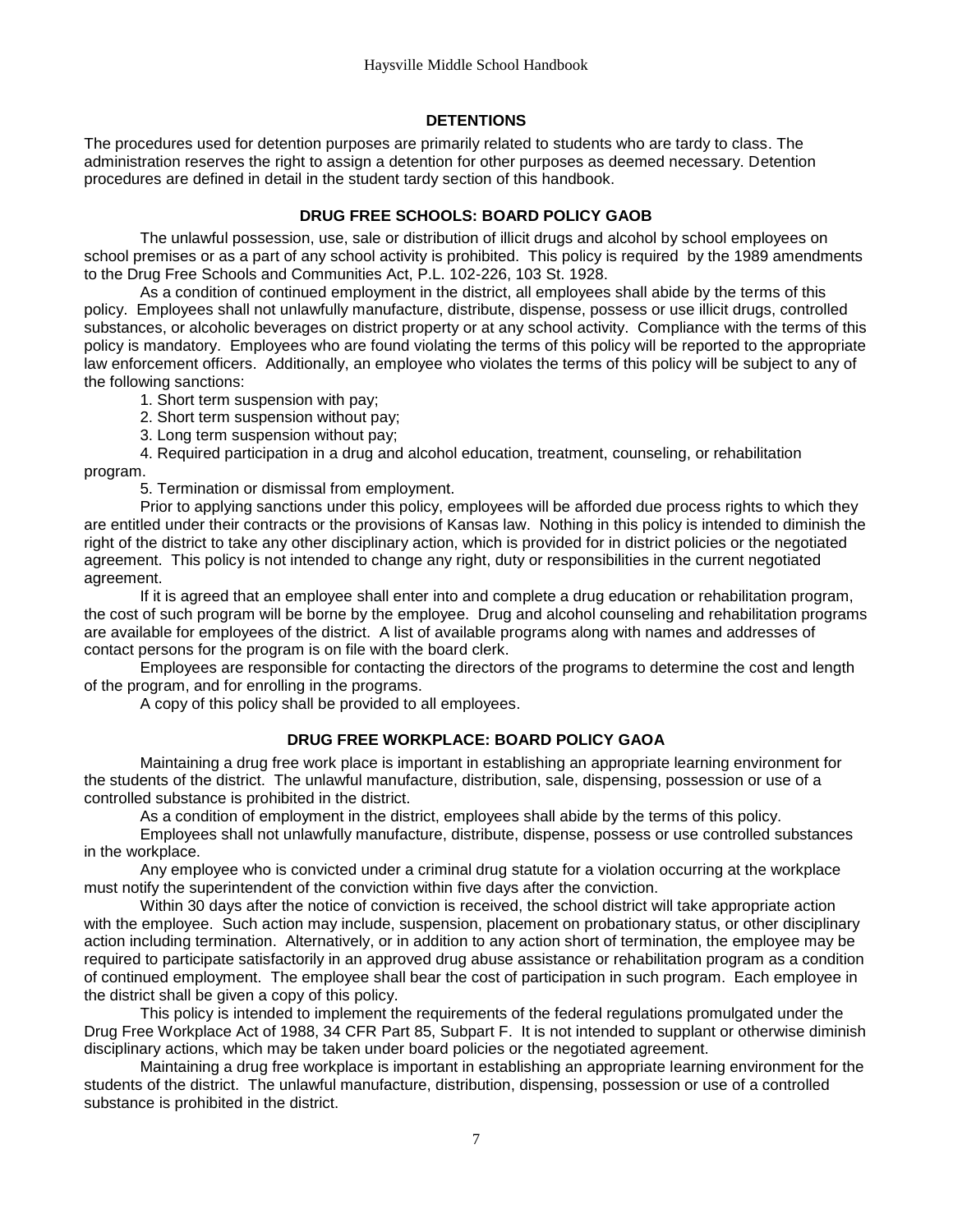## DETENTIONS

The procedures used for detention purposes are primarily related to students who are tardy to class. The administration reserves the right to assign a detention for other purposes as deemed necessary. Detention procedures are defined in detail in the student tardy section of this handbook.

## DRUG FREE SCHOOLS: BOARD POLICY GAOB

The unlawful possession, use, sale or distribution of illicit drugs and alcohol by school employees on school premises or as a part of any school activity is prohibited. This policy is required by the 1989 amendments to the Drug Free Schools and Communities Act, P.L. 102-226, 103 St. 1928.

As a condition of continued employment in the district, all employees shall abide by the terms of this policy. Employees shall not unlawfully manufacture, distribute, dispense, possess or use illicit drugs, controlled substances, or alcoholic beverages on district property or at any school activity. Compliance with the terms of this policy is mandatory. Employees who are found violating the terms of this policy will be reported to the appropriate law enforcement officers. Additionally, an employee who violates the terms of this policy will be subject to any of the following sanctions:

1. Short term suspension with pay;
2. Short term suspension without pay;
3. Long term suspension without pay;
4. Required participation in a drug and alcohol education, treatment, counseling, or rehabilitation program.
5. Termination or dismissal from employment.

Prior to applying sanctions under this policy, employees will be afforded due process rights to which they are entitled under their contracts or the provisions of Kansas law. Nothing in this policy is intended to diminish the right of the district to take any other disciplinary action, which is provided for in district policies or the negotiated agreement. This policy is not intended to change any right, duty or responsibilities in the current negotiated agreement.

If it is agreed that an employee shall enter into and complete a drug education or rehabilitation program, the cost of such program will be borne by the employee. Drug and alcohol counseling and rehabilitation programs are available for employees of the district. A list of available programs along with names and addresses of contact persons for the program is on file with the board clerk.

Employees are responsible for contacting the directors of the programs to determine the cost and length of the program, and for enrolling in the programs.

A copy of this policy shall be provided to all employees.

## DRUG FREE WORKPLACE: BOARD POLICY GAOA

Maintaining a drug free work place is important in establishing an appropriate learning environment for the students of the district. The unlawful manufacture, distribution, sale, dispensing, possession or use of a controlled substance is prohibited in the district.

As a condition of employment in the district, employees shall abide by the terms of this policy.

Employees shall not unlawfully manufacture, distribute, dispense, possess or use controlled substances in the workplace.

Any employee who is convicted under a criminal drug statute for a violation occurring at the workplace must notify the superintendent of the conviction within five days after the conviction.

Within 30 days after the notice of conviction is received, the school district will take appropriate action with the employee. Such action may include, suspension, placement on probationary status, or other disciplinary action including termination. Alternatively, or in addition to any action short of termination, the employee may be required to participate satisfactorily in an approved drug abuse assistance or rehabilitation program as a condition of continued employment. The employee shall bear the cost of participation in such program. Each employee in the district shall be given a copy of this policy.

This policy is intended to implement the requirements of the federal regulations promulgated under the Drug Free Workplace Act of 1988, 34 CFR Part 85, Subpart F. It is not intended to supplant or otherwise diminish disciplinary actions, which may be taken under board policies or the negotiated agreement.

Maintaining a drug free workplace is important in establishing an appropriate learning environment for the students of the district. The unlawful manufacture, distribution, dispensing, possession or use of a controlled substance is prohibited in the district.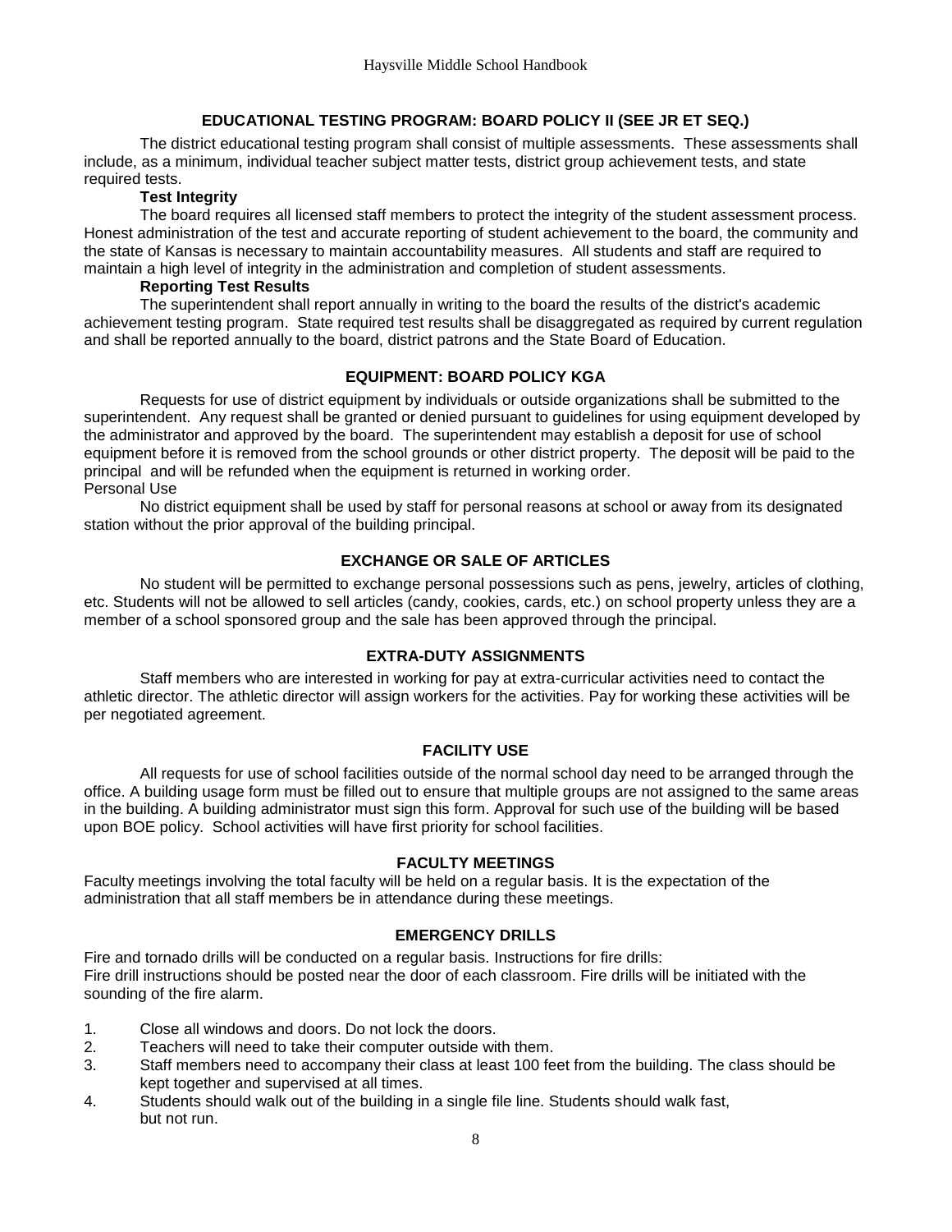## EDUCATIONAL TESTING PROGRAM: BOARD POLICY II (SEE JR ET SEQ.)

The district educational testing program shall consist of multiple assessments. These assessments shall include, as a minimum, individual teacher subject matter tests, district group achievement tests, and state required tests.

**Test Integrity**

The board requires all licensed staff members to protect the integrity of the student assessment process. Honest administration of the test and accurate reporting of student achievement to the board, the community and the state of Kansas is necessary to maintain accountability measures. All students and staff are required to maintain a high level of integrity in the administration and completion of student assessments.

**Reporting Test Results**

The superintendent shall report annually in writing to the board the results of the district's academic achievement testing program. State required test results shall be disaggregated as required by current regulation and shall be reported annually to the board, district patrons and the State Board of Education.

## EQUIPMENT: BOARD POLICY KGA

Requests for use of district equipment by individuals or outside organizations shall be submitted to the superintendent. Any request shall be granted or denied pursuant to guidelines for using equipment developed by the administrator and approved by the board. The superintendent may establish a deposit for use of school equipment before it is removed from the school grounds or other district property. The deposit will be paid to the principal and will be refunded when the equipment is returned in working order.

Personal Use

No district equipment shall be used by staff for personal reasons at school or away from its designated station without the prior approval of the building principal.

## EXCHANGE OR SALE OF ARTICLES

No student will be permitted to exchange personal possessions such as pens, jewelry, articles of clothing, etc. Students will not be allowed to sell articles (candy, cookies, cards, etc.) on school property unless they are a member of a school sponsored group and the sale has been approved through the principal.

## EXTRA-DUTY ASSIGNMENTS

Staff members who are interested in working for pay at extra-curricular activities need to contact the athletic director. The athletic director will assign workers for the activities. Pay for working these activities will be per negotiated agreement.

## FACILITY USE

All requests for use of school facilities outside of the normal school day need to be arranged through the office. A building usage form must be filled out to ensure that multiple groups are not assigned to the same areas in the building. A building administrator must sign this form. Approval for such use of the building will be based upon BOE policy. School activities will have first priority for school facilities.

## FACULTY MEETINGS

Faculty meetings involving the total faculty will be held on a regular basis. It is the expectation of the administration that all staff members be in attendance during these meetings.

## EMERGENCY DRILLS

Fire and tornado drills will be conducted on a regular basis. Instructions for fire drills:
Fire drill instructions should be posted near the door of each classroom. Fire drills will be initiated with the sounding of the fire alarm.

1. Close all windows and doors. Do not lock the doors.
2. Teachers will need to take their computer outside with them.
3. Staff members need to accompany their class at least 100 feet from the building. The class should be kept together and supervised at all times.
4. Students should walk out of the building in a single file line. Students should walk fast, but not run.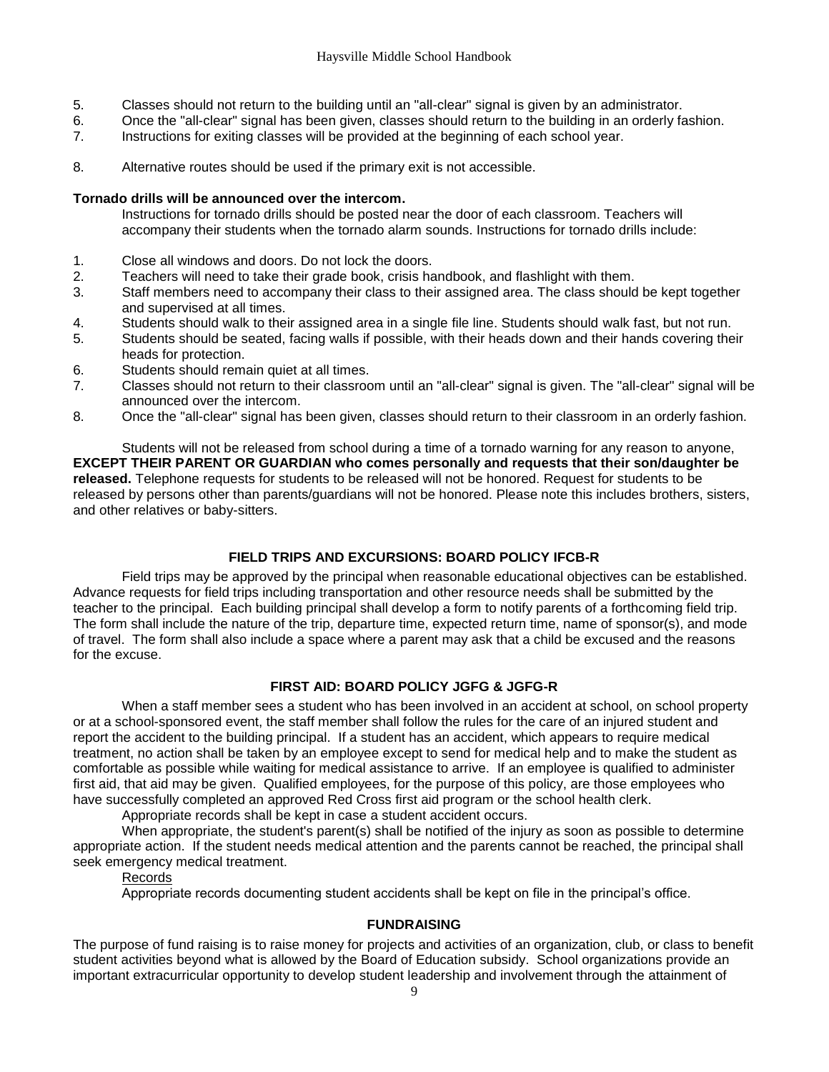5. Classes should not return to the building until an "all-clear" signal is given by an administrator.
6. Once the "all-clear" signal has been given, classes should return to the building in an orderly fashion.
7. Instructions for exiting classes will be provided at the beginning of each school year.
8. Alternative routes should be used if the primary exit is not accessible.

**Tornado drills will be announced over the intercom.**

Instructions for tornado drills should be posted near the door of each classroom. Teachers will accompany their students when the tornado alarm sounds. Instructions for tornado drills include:

1. Close all windows and doors. Do not lock the doors.
2. Teachers will need to take their grade book, crisis handbook, and flashlight with them.
3. Staff members need to accompany their class to their assigned area. The class should be kept together and supervised at all times.
4. Students should walk to their assigned area in a single file line. Students should walk fast, but not run.
5. Students should be seated, facing walls if possible, with their heads down and their hands covering their heads for protection.
6. Students should remain quiet at all times.
7. Classes should not return to their classroom until an "all-clear" signal is given. The "all-clear" signal will be announced over the intercom.
8. Once the "all-clear" signal has been given, classes should return to their classroom in an orderly fashion.

Students will not be released from school during a time of a tornado warning for any reason to anyone, **EXCEPT THEIR PARENT OR GUARDIAN who comes personally and requests that their son/daughter be released.** Telephone requests for students to be released will not be honored. Request for students to be released by persons other than parents/guardians will not be honored. Please note this includes brothers, sisters, and other relatives or baby-sitters.

## FIELD TRIPS AND EXCURSIONS: BOARD POLICY IFCB-R

Field trips may be approved by the principal when reasonable educational objectives can be established. Advance requests for field trips including transportation and other resource needs shall be submitted by the teacher to the principal. Each building principal shall develop a form to notify parents of a forthcoming field trip. The form shall include the nature of the trip, departure time, expected return time, name of sponsor(s), and mode of travel. The form shall also include a space where a parent may ask that a child be excused and the reasons for the excuse.

## FIRST AID: BOARD POLICY JGFG & JGFG-R

When a staff member sees a student who has been involved in an accident at school, on school property or at a school-sponsored event, the staff member shall follow the rules for the care of an injured student and report the accident to the building principal. If a student has an accident, which appears to require medical treatment, no action shall be taken by an employee except to send for medical help and to make the student as comfortable as possible while waiting for medical assistance to arrive. If an employee is qualified to administer first aid, that aid may be given. Qualified employees, for the purpose of this policy, are those employees who have successfully completed an approved Red Cross first aid program or the school health clerk.

Appropriate records shall be kept in case a student accident occurs.

When appropriate, the student's parent(s) shall be notified of the injury as soon as possible to determine appropriate action. If the student needs medical attention and the parents cannot be reached, the principal shall seek emergency medical treatment.

Records

Appropriate records documenting student accidents shall be kept on file in the principal's office.

## FUNDRAISING

The purpose of fund raising is to raise money for projects and activities of an organization, club, or class to benefit student activities beyond what is allowed by the Board of Education subsidy. School organizations provide an important extracurricular opportunity to develop student leadership and involvement through the attainment of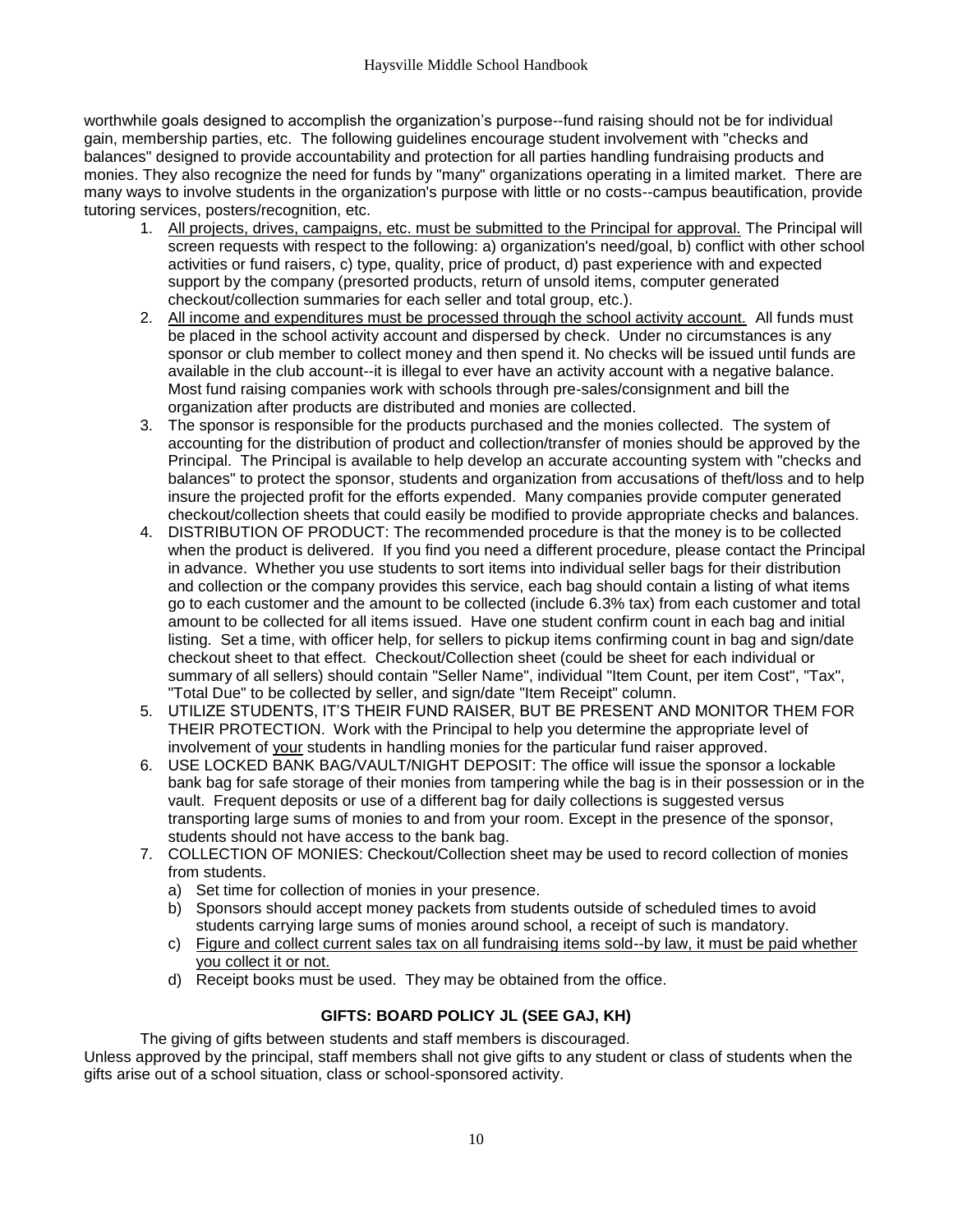worthwhile goals designed to accomplish the organization's purpose--fund raising should not be for individual gain, membership parties, etc. The following guidelines encourage student involvement with "checks and balances" designed to provide accountability and protection for all parties handling fundraising products and monies. They also recognize the need for funds by "many" organizations operating in a limited market. There are many ways to involve students in the organization's purpose with little or no costs--campus beautification, provide tutoring services, posters/recognition, etc.

1. <u>All projects, drives, campaigns, etc. must be submitted to the Principal for approval.</u> The Principal will screen requests with respect to the following: a) organization's need/goal, b) conflict with other school activities or fund raisers, c) type, quality, price of product, d) past experience with and expected support by the company (presorted products, return of unsold items, computer generated checkout/collection summaries for each seller and total group, etc.).
2. <u>All income and expenditures must be processed through the school activity account.</u> All funds must be placed in the school activity account and dispersed by check. Under no circumstances is any sponsor or club member to collect money and then spend it. No checks will be issued until funds are available in the club account--it is illegal to ever have an activity account with a negative balance. Most fund raising companies work with schools through pre-sales/consignment and bill the organization after products are distributed and monies are collected.
3. The sponsor is responsible for the products purchased and the monies collected. The system of accounting for the distribution of product and collection/transfer of monies should be approved by the Principal. The Principal is available to help develop an accurate accounting system with "checks and balances" to protect the sponsor, students and organization from accusations of theft/loss and to help insure the projected profit for the efforts expended. Many companies provide computer generated checkout/collection sheets that could easily be modified to provide appropriate checks and balances.
4. DISTRIBUTION OF PRODUCT: The recommended procedure is that the money is to be collected when the product is delivered. If you find you need a different procedure, please contact the Principal in advance. Whether you use students to sort items into individual seller bags for their distribution and collection or the company provides this service, each bag should contain a listing of what items go to each customer and the amount to be collected (include 6.3% tax) from each customer and total amount to be collected for all items issued. Have one student confirm count in each bag and initial listing. Set a time, with officer help, for sellers to pickup items confirming count in bag and sign/date checkout sheet to that effect. Checkout/Collection sheet (could be sheet for each individual or summary of all sellers) should contain "Seller Name", individual "Item Count, per item Cost", "Tax", "Total Due" to be collected by seller, and sign/date "Item Receipt" column.
5. UTILIZE STUDENTS, IT'S THEIR FUND RAISER, BUT BE PRESENT AND MONITOR THEM FOR THEIR PROTECTION. Work with the Principal to help you determine the appropriate level of involvement of <u>your</u> students in handling monies for the particular fund raiser approved.
6. USE LOCKED BANK BAG/VAULT/NIGHT DEPOSIT: The office will issue the sponsor a lockable bank bag for safe storage of their monies from tampering while the bag is in their possession or in the vault. Frequent deposits or use of a different bag for daily collections is suggested versus transporting large sums of monies to and from your room. Except in the presence of the sponsor, students should not have access to the bank bag.
7. COLLECTION OF MONIES: Checkout/Collection sheet may be used to record collection of monies from students.
   a) Set time for collection of monies in your presence.
   b) Sponsors should accept money packets from students outside of scheduled times to avoid students carrying large sums of monies around school, a receipt of such is mandatory.
   c) <u>Figure and collect current sales tax on all fundraising items sold--by law, it must be paid whether you collect it or not.</u>
   d) Receipt books must be used. They may be obtained from the office.

## GIFTS: BOARD POLICY JL (SEE GAJ, KH)

The giving of gifts between students and staff members is discouraged.
Unless approved by the principal, staff members shall not give gifts to any student or class of students when the gifts arise out of a school situation, class or school-sponsored activity.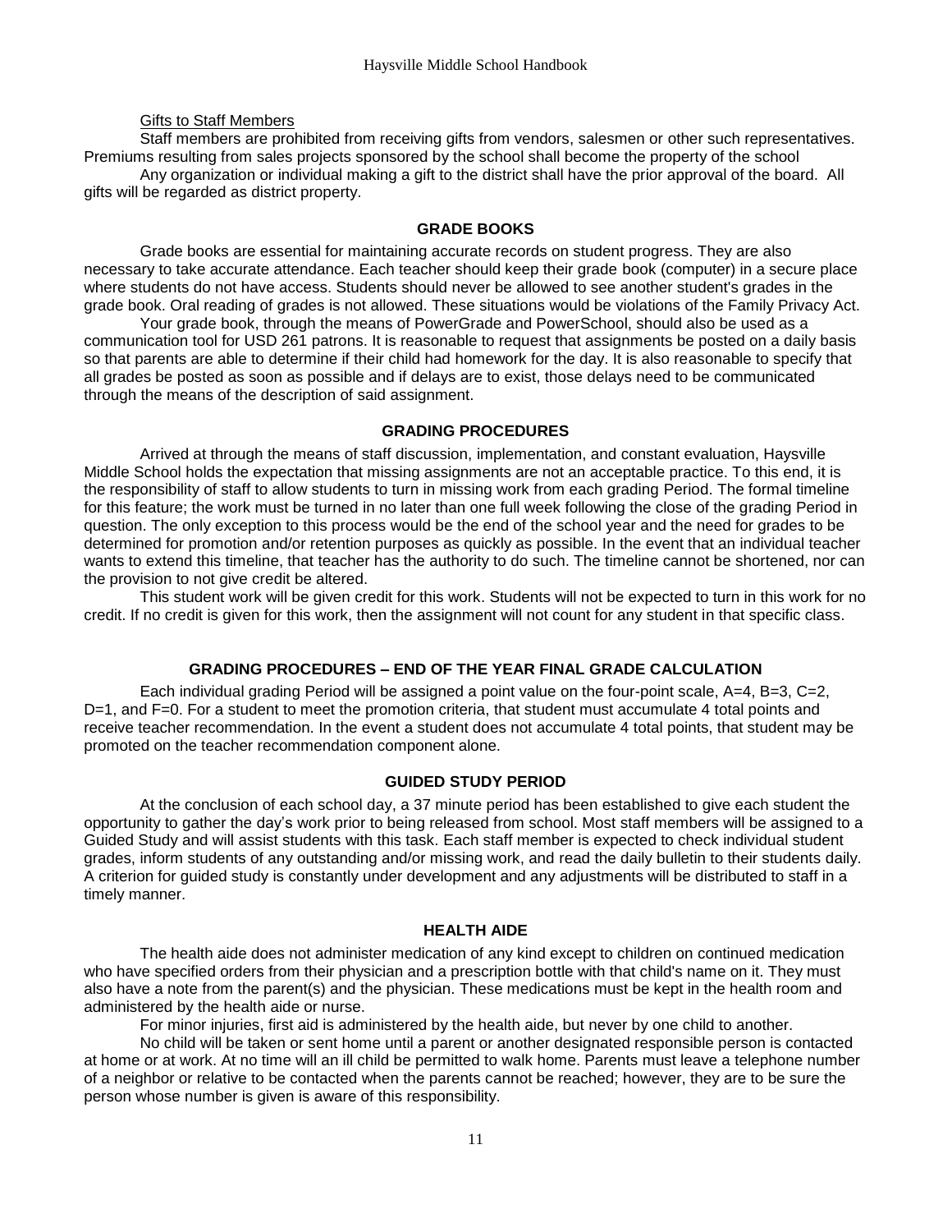Gifts to Staff Members

Staff members are prohibited from receiving gifts from vendors, salesmen or other such representatives. Premiums resulting from sales projects sponsored by the school shall become the property of the school

Any organization or individual making a gift to the district shall have the prior approval of the board. All gifts will be regarded as district property.

## GRADE BOOKS

Grade books are essential for maintaining accurate records on student progress. They are also necessary to take accurate attendance. Each teacher should keep their grade book (computer) in a secure place where students do not have access. Students should never be allowed to see another student's grades in the grade book. Oral reading of grades is not allowed. These situations would be violations of the Family Privacy Act.

Your grade book, through the means of PowerGrade and PowerSchool, should also be used as a communication tool for USD 261 patrons. It is reasonable to request that assignments be posted on a daily basis so that parents are able to determine if their child had homework for the day. It is also reasonable to specify that all grades be posted as soon as possible and if delays are to exist, those delays need to be communicated through the means of the description of said assignment.

## GRADING PROCEDURES

Arrived at through the means of staff discussion, implementation, and constant evaluation, Haysville Middle School holds the expectation that missing assignments are not an acceptable practice. To this end, it is the responsibility of staff to allow students to turn in missing work from each grading Period. The formal timeline for this feature; the work must be turned in no later than one full week following the close of the grading Period in question. The only exception to this process would be the end of the school year and the need for grades to be determined for promotion and/or retention purposes as quickly as possible. In the event that an individual teacher wants to extend this timeline, that teacher has the authority to do such. The timeline cannot be shortened, nor can the provision to not give credit be altered.

This student work will be given credit for this work. Students will not be expected to turn in this work for no credit. If no credit is given for this work, then the assignment will not count for any student in that specific class.

## GRADING PROCEDURES – END OF THE YEAR FINAL GRADE CALCULATION

Each individual grading Period will be assigned a point value on the four-point scale, A=4, B=3, C=2, D=1, and F=0. For a student to meet the promotion criteria, that student must accumulate 4 total points and receive teacher recommendation. In the event a student does not accumulate 4 total points, that student may be promoted on the teacher recommendation component alone.

## GUIDED STUDY PERIOD

At the conclusion of each school day, a 37 minute period has been established to give each student the opportunity to gather the day's work prior to being released from school. Most staff members will be assigned to a Guided Study and will assist students with this task. Each staff member is expected to check individual student grades, inform students of any outstanding and/or missing work, and read the daily bulletin to their students daily. A criterion for guided study is constantly under development and any adjustments will be distributed to staff in a timely manner.

## HEALTH AIDE

The health aide does not administer medication of any kind except to children on continued medication who have specified orders from their physician and a prescription bottle with that child's name on it. They must also have a note from the parent(s) and the physician. These medications must be kept in the health room and administered by the health aide or nurse.

For minor injuries, first aid is administered by the health aide, but never by one child to another.

No child will be taken or sent home until a parent or another designated responsible person is contacted at home or at work. At no time will an ill child be permitted to walk home. Parents must leave a telephone number of a neighbor or relative to be contacted when the parents cannot be reached; however, they are to be sure the person whose number is given is aware of this responsibility.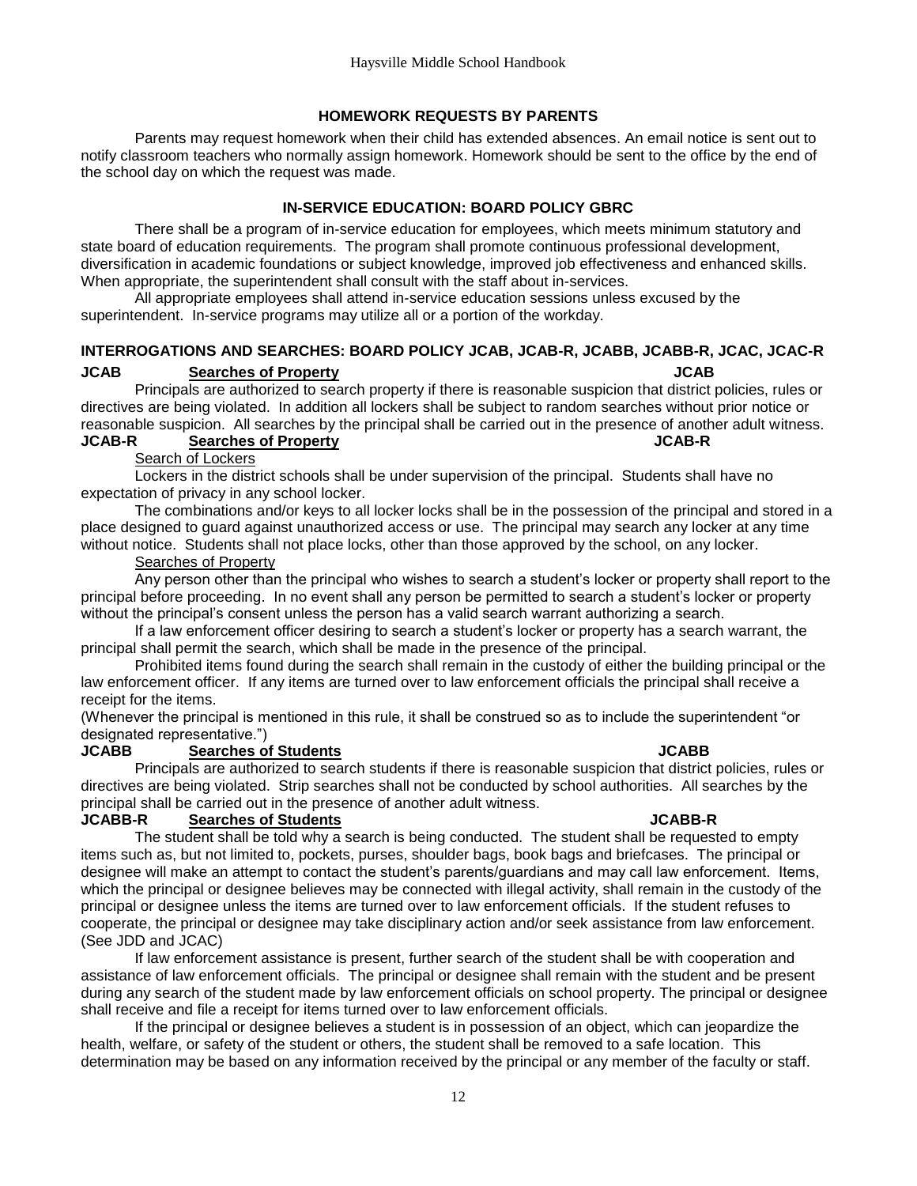## HOMEWORK REQUESTS BY PARENTS

Parents may request homework when their child has extended absences. An email notice is sent out to notify classroom teachers who normally assign homework. Homework should be sent to the office by the end of the school day on which the request was made.

## IN-SERVICE EDUCATION: BOARD POLICY GBRC

There shall be a program of in-service education for employees, which meets minimum statutory and state board of education requirements. The program shall promote continuous professional development, diversification in academic foundations or subject knowledge, improved job effectiveness and enhanced skills. When appropriate, the superintendent shall consult with the staff about in-services.

All appropriate employees shall attend in-service education sessions unless excused by the superintendent. In-service programs may utilize all or a portion of the workday.

## INTERROGATIONS AND SEARCHES: BOARD POLICY JCAB, JCAB-R, JCABB, JCABB-R, JCAC, JCAC-R

**JCAB** **Searches of Property** **JCAB**

Principals are authorized to search property if there is reasonable suspicion that district policies, rules or directives are being violated. In addition all lockers shall be subject to random searches without prior notice or reasonable suspicion. All searches by the principal shall be carried out in the presence of another adult witness.

**JCAB-R** **Searches of Property** **JCAB-R**

Search of Lockers

Lockers in the district schools shall be under supervision of the principal. Students shall have no expectation of privacy in any school locker.

The combinations and/or keys to all locker locks shall be in the possession of the principal and stored in a place designed to guard against unauthorized access or use. The principal may search any locker at any time without notice. Students shall not place locks, other than those approved by the school, on any locker.

Searches of Property

Any person other than the principal who wishes to search a student's locker or property shall report to the principal before proceeding. In no event shall any person be permitted to search a student's locker or property without the principal's consent unless the person has a valid search warrant authorizing a search.

If a law enforcement officer desiring to search a student's locker or property has a search warrant, the principal shall permit the search, which shall be made in the presence of the principal.

Prohibited items found during the search shall remain in the custody of either the building principal or the law enforcement officer. If any items are turned over to law enforcement officials the principal shall receive a receipt for the items.

(Whenever the principal is mentioned in this rule, it shall be construed so as to include the superintendent "or designated representative.")

**JCABB** **Searches of Students** **JCABB**

Principals are authorized to search students if there is reasonable suspicion that district policies, rules or directives are being violated. Strip searches shall not be conducted by school authorities. All searches by the principal shall be carried out in the presence of another adult witness.

**JCABB-R** **Searches of Students** **JCABB-R**

The student shall be told why a search is being conducted. The student shall be requested to empty items such as, but not limited to, pockets, purses, shoulder bags, book bags and briefcases. The principal or designee will make an attempt to contact the student's parents/guardians and may call law enforcement. Items, which the principal or designee believes may be connected with illegal activity, shall remain in the custody of the principal or designee unless the items are turned over to law enforcement officials. If the student refuses to cooperate, the principal or designee may take disciplinary action and/or seek assistance from law enforcement. (See JDD and JCAC)

If law enforcement assistance is present, further search of the student shall be with cooperation and assistance of law enforcement officials. The principal or designee shall remain with the student and be present during any search of the student made by law enforcement officials on school property. The principal or designee shall receive and file a receipt for items turned over to law enforcement officials.

If the principal or designee believes a student is in possession of an object, which can jeopardize the health, welfare, or safety of the student or others, the student shall be removed to a safe location. This determination may be based on any information received by the principal or any member of the faculty or staff.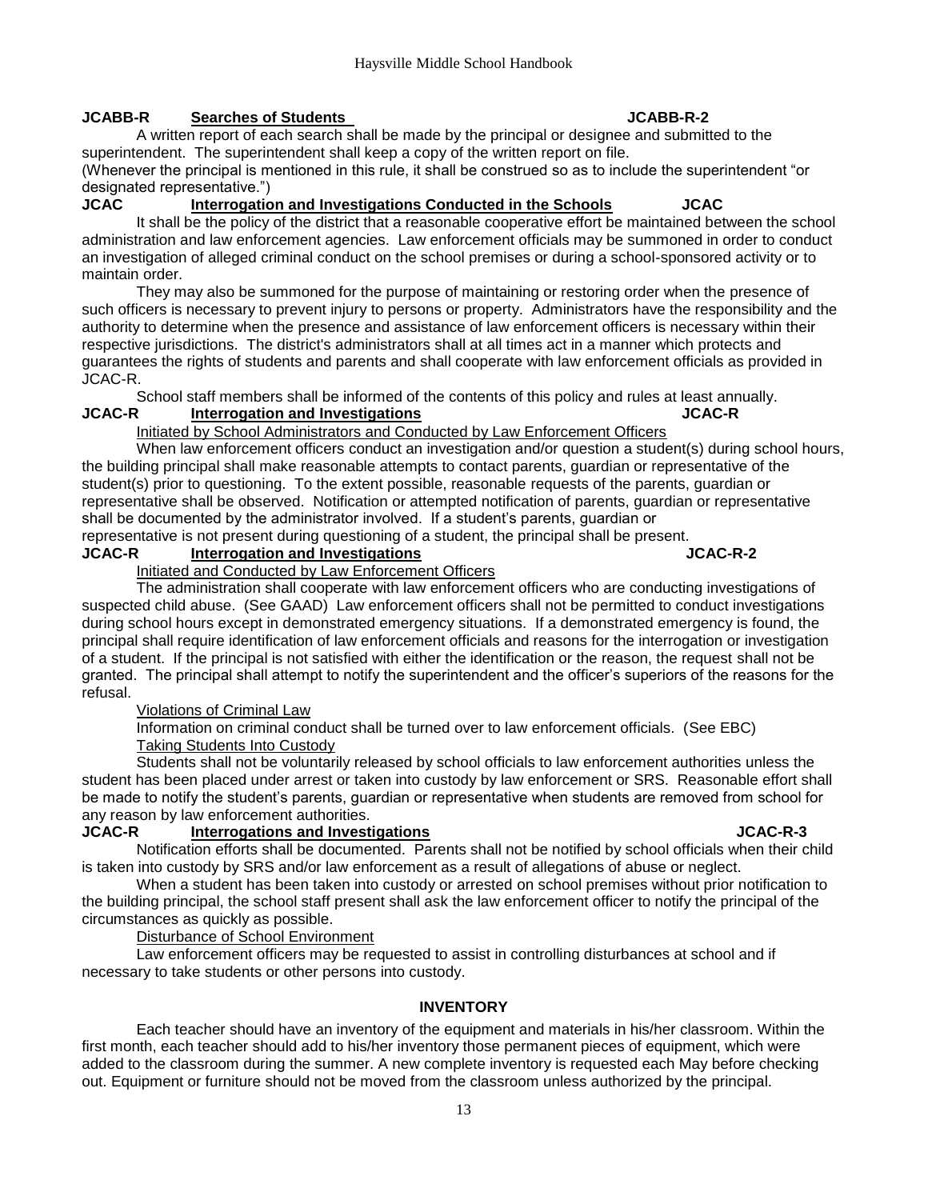**JCABB-R Searches of Students JCABB-R-2**

A written report of each search shall be made by the principal or designee and submitted to the superintendent. The superintendent shall keep a copy of the written report on file.

(Whenever the principal is mentioned in this rule, it shall be construed so as to include the superintendent "or designated representative.")

**JCAC Interrogation and Investigations Conducted in the Schools JCAC**

It shall be the policy of the district that a reasonable cooperative effort be maintained between the school administration and law enforcement agencies. Law enforcement officials may be summoned in order to conduct an investigation of alleged criminal conduct on the school premises or during a school-sponsored activity or to maintain order.

They may also be summoned for the purpose of maintaining or restoring order when the presence of such officers is necessary to prevent injury to persons or property. Administrators have the responsibility and the authority to determine when the presence and assistance of law enforcement officers is necessary within their respective jurisdictions. The district's administrators shall at all times act in a manner which protects and guarantees the rights of students and parents and shall cooperate with law enforcement officials as provided in JCAC-R.

School staff members shall be informed of the contents of this policy and rules at least annually.

**JCAC-R Interrogation and Investigations JCAC-R**

Initiated by School Administrators and Conducted by Law Enforcement Officers

When law enforcement officers conduct an investigation and/or question a student(s) during school hours, the building principal shall make reasonable attempts to contact parents, guardian or representative of the student(s) prior to questioning. To the extent possible, reasonable requests of the parents, guardian or representative shall be observed. Notification or attempted notification of parents, guardian or representative shall be documented by the administrator involved. If a student's parents, guardian or representative is not present during questioning of a student, the principal shall be present.

**JCAC-R Interrogation and Investigations JCAC-R-2**

Initiated and Conducted by Law Enforcement Officers

The administration shall cooperate with law enforcement officers who are conducting investigations of suspected child abuse. (See GAAD) Law enforcement officers shall not be permitted to conduct investigations during school hours except in demonstrated emergency situations. If a demonstrated emergency is found, the principal shall require identification of law enforcement officials and reasons for the interrogation or investigation of a student. If the principal is not satisfied with either the identification or the reason, the request shall not be granted. The principal shall attempt to notify the superintendent and the officer's superiors of the reasons for the refusal.

Violations of Criminal Law

Information on criminal conduct shall be turned over to law enforcement officials. (See EBC)

Taking Students Into Custody

Students shall not be voluntarily released by school officials to law enforcement authorities unless the student has been placed under arrest or taken into custody by law enforcement or SRS. Reasonable effort shall be made to notify the student's parents, guardian or representative when students are removed from school for any reason by law enforcement authorities.

**JCAC-R Interrogations and Investigations JCAC-R-3**

Notification efforts shall be documented. Parents shall not be notified by school officials when their child is taken into custody by SRS and/or law enforcement as a result of allegations of abuse or neglect.

When a student has been taken into custody or arrested on school premises without prior notification to the building principal, the school staff present shall ask the law enforcement officer to notify the principal of the circumstances as quickly as possible.

Disturbance of School Environment

Law enforcement officers may be requested to assist in controlling disturbances at school and if necessary to take students or other persons into custody.

## INVENTORY

Each teacher should have an inventory of the equipment and materials in his/her classroom. Within the first month, each teacher should add to his/her inventory those permanent pieces of equipment, which were added to the classroom during the summer. A new complete inventory is requested each May before checking out. Equipment or furniture should not be moved from the classroom unless authorized by the principal.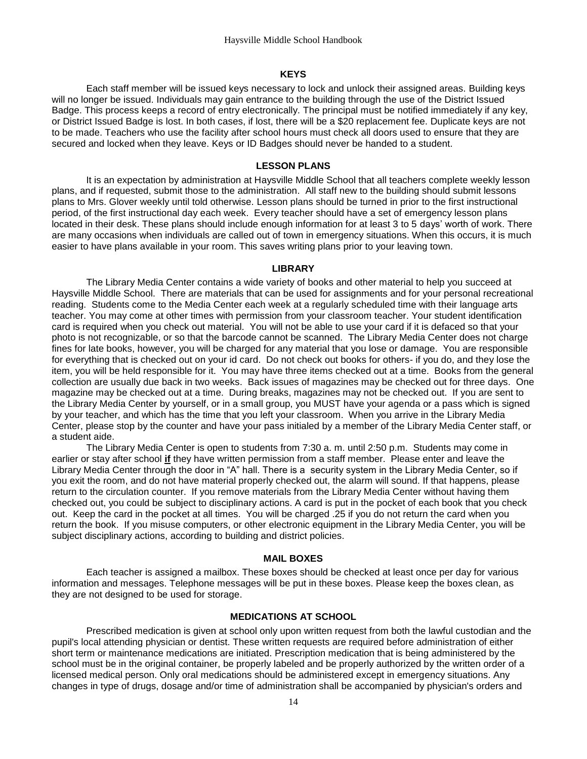## KEYS

Each staff member will be issued keys necessary to lock and unlock their assigned areas. Building keys will no longer be issued. Individuals may gain entrance to the building through the use of the District Issued Badge. This process keeps a record of entry electronically. The principal must be notified immediately if any key, or District Issued Badge is lost. In both cases, if lost, there will be a $20 replacement fee. Duplicate keys are not to be made. Teachers who use the facility after school hours must check all doors used to ensure that they are secured and locked when they leave. Keys or ID Badges should never be handed to a student.

## LESSON PLANS

It is an expectation by administration at Haysville Middle School that all teachers complete weekly lesson plans, and if requested, submit those to the administration. All staff new to the building should submit lessons plans to Mrs. Glover weekly until told otherwise. Lesson plans should be turned in prior to the first instructional period, of the first instructional day each week. Every teacher should have a set of emergency lesson plans located in their desk. These plans should include enough information for at least 3 to 5 days' worth of work. There are many occasions when individuals are called out of town in emergency situations. When this occurs, it is much easier to have plans available in your room. This saves writing plans prior to your leaving town.

## LIBRARY

The Library Media Center contains a wide variety of books and other material to help you succeed at Haysville Middle School. There are materials that can be used for assignments and for your personal recreational reading. Students come to the Media Center each week at a regularly scheduled time with their language arts teacher. You may come at other times with permission from your classroom teacher. Your student identification card is required when you check out material. You will not be able to use your card if it is defaced so that your photo is not recognizable, or so that the barcode cannot be scanned. The Library Media Center does not charge fines for late books, however, you will be charged for any material that you lose or damage. You are responsible for everything that is checked out on your id card. Do not check out books for others- if you do, and they lose the item, you will be held responsible for it. You may have three items checked out at a time. Books from the general collection are usually due back in two weeks. Back issues of magazines may be checked out for three days. One magazine may be checked out at a time. During breaks, magazines may not be checked out. If you are sent to the Library Media Center by yourself, or in a small group, you MUST have your agenda or a pass which is signed by your teacher, and which has the time that you left your classroom. When you arrive in the Library Media Center, please stop by the counter and have your pass initialed by a member of the Library Media Center staff, or a student aide.

The Library Media Center is open to students from 7:30 a. m. until 2:50 p.m. Students may come in earlier or stay after school **if** they have written permission from a staff member. Please enter and leave the Library Media Center through the door in "A" hall. There is a security system in the Library Media Center, so if you exit the room, and do not have material properly checked out, the alarm will sound. If that happens, please return to the circulation counter. If you remove materials from the Library Media Center without having them checked out, you could be subject to disciplinary actions. A card is put in the pocket of each book that you check out. Keep the card in the pocket at all times. You will be charged .25 if you do not return the card when you return the book. If you misuse computers, or other electronic equipment in the Library Media Center, you will be subject disciplinary actions, according to building and district policies.

## MAIL BOXES

Each teacher is assigned a mailbox. These boxes should be checked at least once per day for various information and messages. Telephone messages will be put in these boxes. Please keep the boxes clean, as they are not designed to be used for storage.

## MEDICATIONS AT SCHOOL

Prescribed medication is given at school only upon written request from both the lawful custodian and the pupil's local attending physician or dentist. These written requests are required before administration of either short term or maintenance medications are initiated. Prescription medication that is being administered by the school must be in the original container, be properly labeled and be properly authorized by the written order of a licensed medical person. Only oral medications should be administered except in emergency situations. Any changes in type of drugs, dosage and/or time of administration shall be accompanied by physician's orders and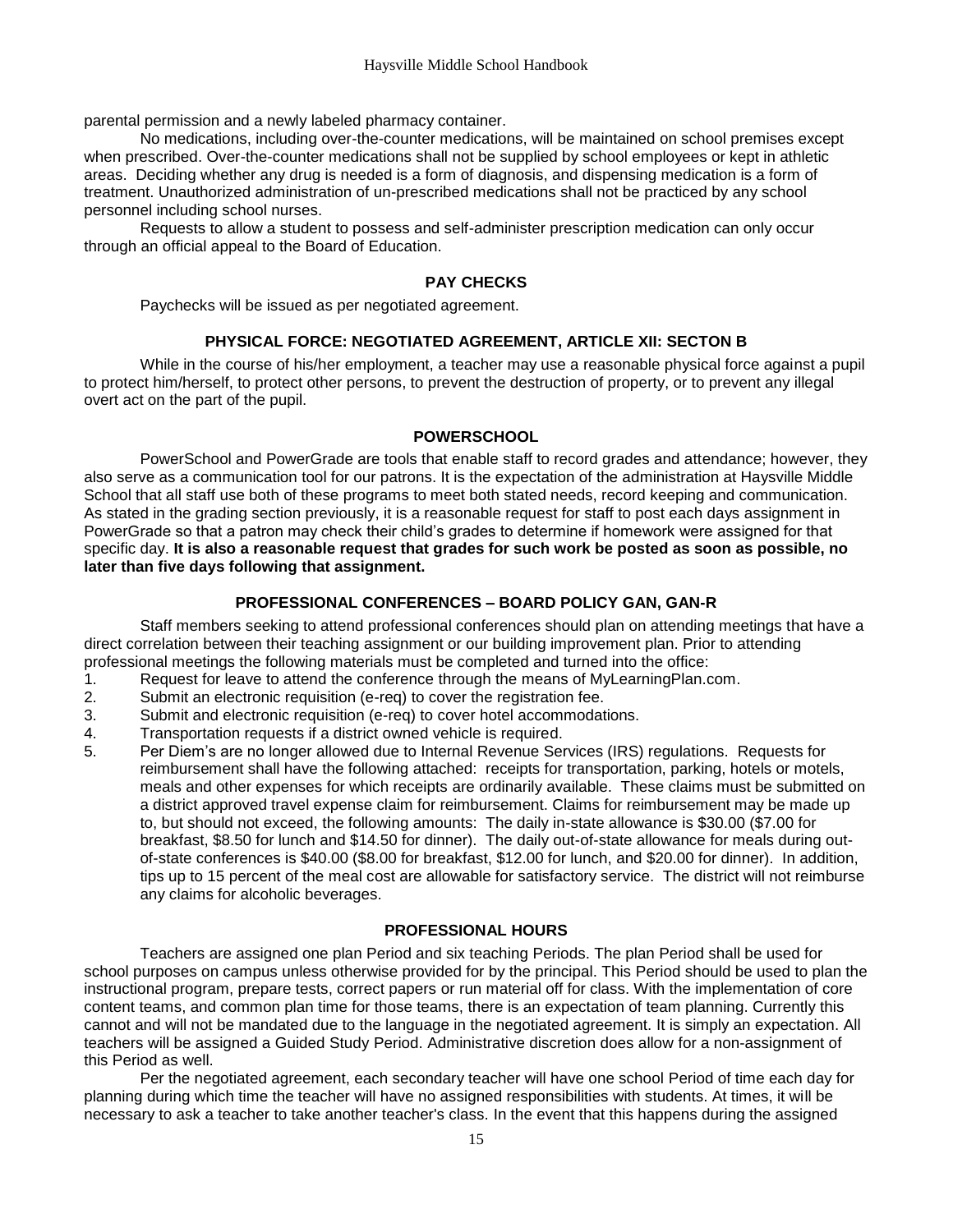parental permission and a newly labeled pharmacy container.

No medications, including over-the-counter medications, will be maintained on school premises except when prescribed. Over-the-counter medications shall not be supplied by school employees or kept in athletic areas. Deciding whether any drug is needed is a form of diagnosis, and dispensing medication is a form of treatment. Unauthorized administration of un-prescribed medications shall not be practiced by any school personnel including school nurses.

Requests to allow a student to possess and self-administer prescription medication can only occur through an official appeal to the Board of Education.

## PAY CHECKS

Paychecks will be issued as per negotiated agreement.

## PHYSICAL FORCE: NEGOTIATED AGREEMENT, ARTICLE XII: SECTON B

While in the course of his/her employment, a teacher may use a reasonable physical force against a pupil to protect him/herself, to protect other persons, to prevent the destruction of property, or to prevent any illegal overt act on the part of the pupil.

## POWERSCHOOL

PowerSchool and PowerGrade are tools that enable staff to record grades and attendance; however, they also serve as a communication tool for our patrons. It is the expectation of the administration at Haysville Middle School that all staff use both of these programs to meet both stated needs, record keeping and communication. As stated in the grading section previously, it is a reasonable request for staff to post each days assignment in PowerGrade so that a patron may check their child's grades to determine if homework were assigned for that specific day. **It is also a reasonable request that grades for such work be posted as soon as possible, no later than five days following that assignment.**

## PROFESSIONAL CONFERENCES – BOARD POLICY GAN, GAN-R

Staff members seeking to attend professional conferences should plan on attending meetings that have a direct correlation between their teaching assignment or our building improvement plan. Prior to attending professional meetings the following materials must be completed and turned into the office:

1. Request for leave to attend the conference through the means of MyLearningPlan.com.
2. Submit an electronic requisition (e-req) to cover the registration fee.
3. Submit and electronic requisition (e-req) to cover hotel accommodations.
4. Transportation requests if a district owned vehicle is required.
5. Per Diem's are no longer allowed due to Internal Revenue Services (IRS) regulations. Requests for reimbursement shall have the following attached: receipts for transportation, parking, hotels or motels, meals and other expenses for which receipts are ordinarily available. These claims must be submitted on a district approved travel expense claim for reimbursement. Claims for reimbursement may be made up to, but should not exceed, the following amounts: The daily in-state allowance is $30.00 ($7.00 for breakfast, $8.50 for lunch and $14.50 for dinner). The daily out-of-state allowance for meals during out-of-state conferences is $40.00 ($8.00 for breakfast, $12.00 for lunch, and $20.00 for dinner). In addition, tips up to 15 percent of the meal cost are allowable for satisfactory service. The district will not reimburse any claims for alcoholic beverages.

## PROFESSIONAL HOURS

Teachers are assigned one plan Period and six teaching Periods. The plan Period shall be used for school purposes on campus unless otherwise provided for by the principal. This Period should be used to plan the instructional program, prepare tests, correct papers or run material off for class. With the implementation of core content teams, and common plan time for those teams, there is an expectation of team planning. Currently this cannot and will not be mandated due to the language in the negotiated agreement. It is simply an expectation. All teachers will be assigned a Guided Study Period. Administrative discretion does allow for a non-assignment of this Period as well.

Per the negotiated agreement, each secondary teacher will have one school Period of time each day for planning during which time the teacher will have no assigned responsibilities with students. At times, it will be necessary to ask a teacher to take another teacher's class. In the event that this happens during the assigned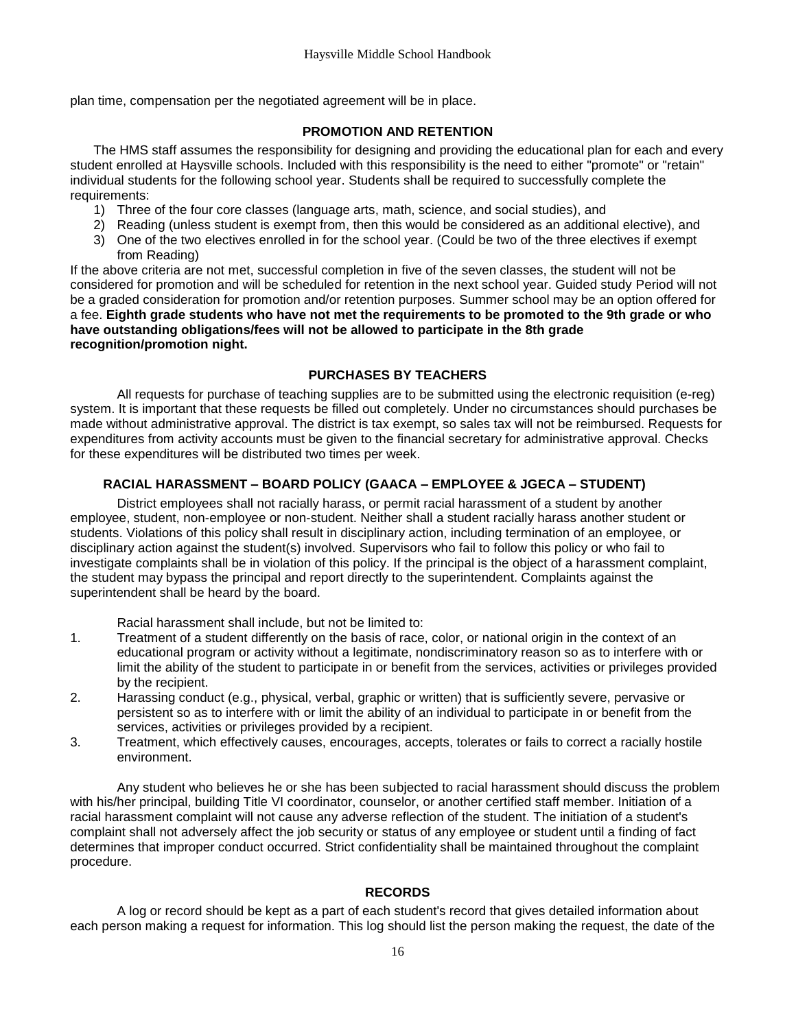plan time, compensation per the negotiated agreement will be in place.

## PROMOTION AND RETENTION

The HMS staff assumes the responsibility for designing and providing the educational plan for each and every student enrolled at Haysville schools. Included with this responsibility is the need to either "promote" or "retain" individual students for the following school year. Students shall be required to successfully complete the requirements:

1) Three of the four core classes (language arts, math, science, and social studies), and
2) Reading (unless student is exempt from, then this would be considered as an additional elective), and
3) One of the two electives enrolled in for the school year. (Could be two of the three electives if exempt from Reading)

If the above criteria are not met, successful completion in five of the seven classes, the student will not be considered for promotion and will be scheduled for retention in the next school year. Guided study Period will not be a graded consideration for promotion and/or retention purposes. Summer school may be an option offered for a fee. **Eighth grade students who have not met the requirements to be promoted to the 9th grade or who have outstanding obligations/fees will not be allowed to participate in the 8th grade recognition/promotion night.**

## PURCHASES BY TEACHERS

All requests for purchase of teaching supplies are to be submitted using the electronic requisition (e-reg) system. It is important that these requests be filled out completely. Under no circumstances should purchases be made without administrative approval. The district is tax exempt, so sales tax will not be reimbursed. Requests for expenditures from activity accounts must be given to the financial secretary for administrative approval. Checks for these expenditures will be distributed two times per week.

## RACIAL HARASSMENT – BOARD POLICY (GAACA – EMPLOYEE & JGECA – STUDENT)

District employees shall not racially harass, or permit racial harassment of a student by another employee, student, non-employee or non-student. Neither shall a student racially harass another student or students. Violations of this policy shall result in disciplinary action, including termination of an employee, or disciplinary action against the student(s) involved. Supervisors who fail to follow this policy or who fail to investigate complaints shall be in violation of this policy. If the principal is the object of a harassment complaint, the student may bypass the principal and report directly to the superintendent. Complaints against the superintendent shall be heard by the board.

Racial harassment shall include, but not be limited to:

1. Treatment of a student differently on the basis of race, color, or national origin in the context of an educational program or activity without a legitimate, nondiscriminatory reason so as to interfere with or limit the ability of the student to participate in or benefit from the services, activities or privileges provided by the recipient.
2. Harassing conduct (e.g., physical, verbal, graphic or written) that is sufficiently severe, pervasive or persistent so as to interfere with or limit the ability of an individual to participate in or benefit from the services, activities or privileges provided by a recipient.
3. Treatment, which effectively causes, encourages, accepts, tolerates or fails to correct a racially hostile environment.

Any student who believes he or she has been subjected to racial harassment should discuss the problem with his/her principal, building Title VI coordinator, counselor, or another certified staff member. Initiation of a racial harassment complaint will not cause any adverse reflection of the student. The initiation of a student's complaint shall not adversely affect the job security or status of any employee or student until a finding of fact determines that improper conduct occurred. Strict confidentiality shall be maintained throughout the complaint procedure.

## RECORDS

A log or record should be kept as a part of each student's record that gives detailed information about each person making a request for information. This log should list the person making the request, the date of the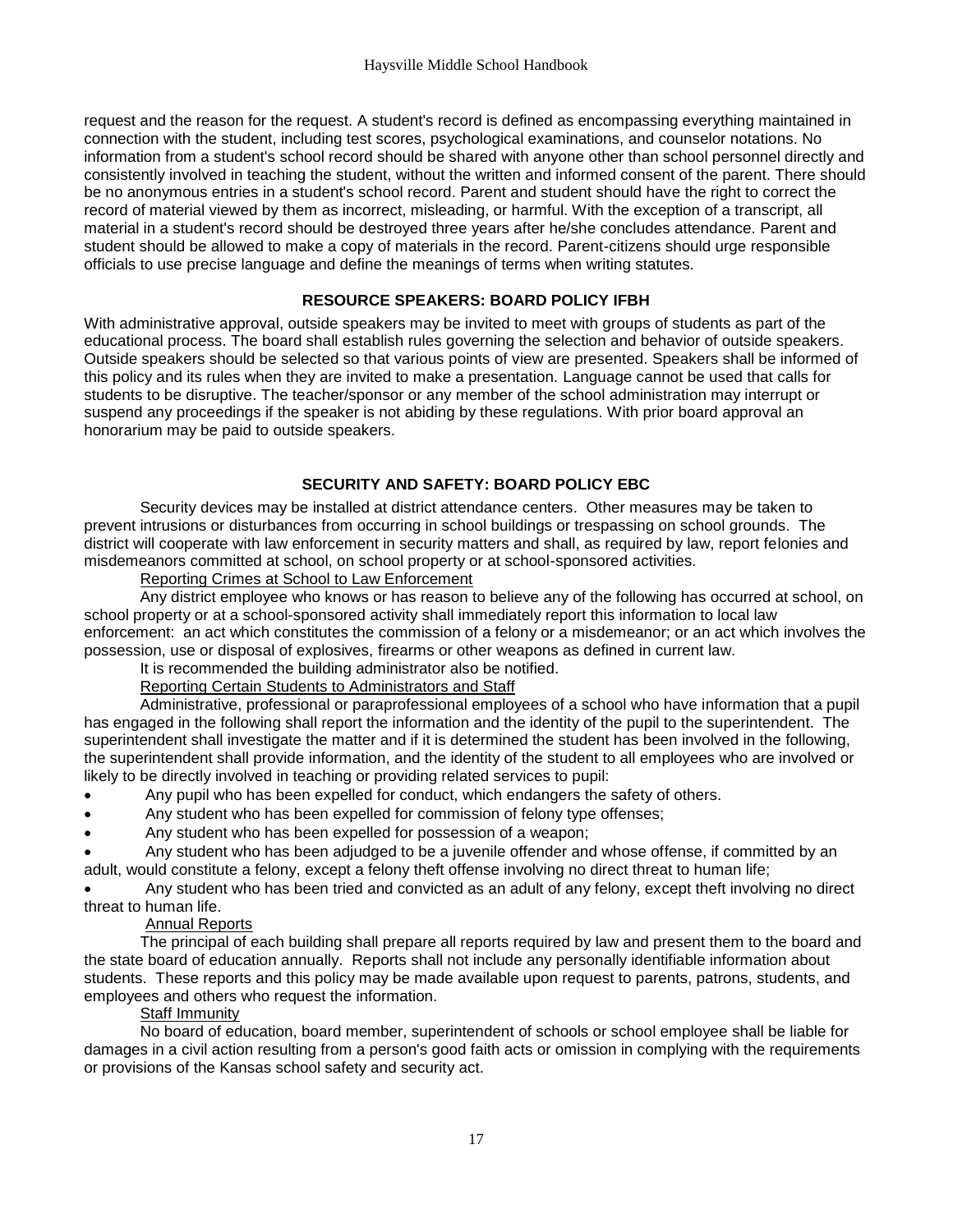request and the reason for the request. A student's record is defined as encompassing everything maintained in connection with the student, including test scores, psychological examinations, and counselor notations. No information from a student's school record should be shared with anyone other than school personnel directly and consistently involved in teaching the student, without the written and informed consent of the parent. There should be no anonymous entries in a student's school record. Parent and student should have the right to correct the record of material viewed by them as incorrect, misleading, or harmful. With the exception of a transcript, all material in a student's record should be destroyed three years after he/she concludes attendance. Parent and student should be allowed to make a copy of materials in the record. Parent-citizens should urge responsible officials to use precise language and define the meanings of terms when writing statutes.

### RESOURCE SPEAKERS: BOARD POLICY IFBH

With administrative approval, outside speakers may be invited to meet with groups of students as part of the educational process. The board shall establish rules governing the selection and behavior of outside speakers. Outside speakers should be selected so that various points of view are presented. Speakers shall be informed of this policy and its rules when they are invited to make a presentation. Language cannot be used that calls for students to be disruptive. The teacher/sponsor or any member of the school administration may interrupt or suspend any proceedings if the speaker is not abiding by these regulations. With prior board approval an honorarium may be paid to outside speakers.

### SECURITY AND SAFETY: BOARD POLICY EBC

Security devices may be installed at district attendance centers. Other measures may be taken to prevent intrusions or disturbances from occurring in school buildings or trespassing on school grounds. The district will cooperate with law enforcement in security matters and shall, as required by law, report felonies and misdemeanors committed at school, on school property or at school-sponsored activities.

Reporting Crimes at School to Law Enforcement

Any district employee who knows or has reason to believe any of the following has occurred at school, on school property or at a school-sponsored activity shall immediately report this information to local law enforcement: an act which constitutes the commission of a felony or a misdemeanor; or an act which involves the possession, use or disposal of explosives, firearms or other weapons as defined in current law.

It is recommended the building administrator also be notified.

Reporting Certain Students to Administrators and Staff

Administrative, professional or paraprofessional employees of a school who have information that a pupil has engaged in the following shall report the information and the identity of the pupil to the superintendent. The superintendent shall investigate the matter and if it is determined the student has been involved in the following, the superintendent shall provide information, and the identity of the student to all employees who are involved or likely to be directly involved in teaching or providing related services to pupil:

- Any pupil who has been expelled for conduct, which endangers the safety of others.
- Any student who has been expelled for commission of felony type offenses;
- Any student who has been expelled for possession of a weapon;
- Any student who has been adjudged to be a juvenile offender and whose offense, if committed by an adult, would constitute a felony, except a felony theft offense involving no direct threat to human life;
- Any student who has been tried and convicted as an adult of any felony, except theft involving no direct threat to human life.

Annual Reports

The principal of each building shall prepare all reports required by law and present them to the board and the state board of education annually. Reports shall not include any personally identifiable information about students. These reports and this policy may be made available upon request to parents, patrons, students, and employees and others who request the information.

Staff Immunity

No board of education, board member, superintendent of schools or school employee shall be liable for damages in a civil action resulting from a person's good faith acts or omission in complying with the requirements or provisions of the Kansas school safety and security act.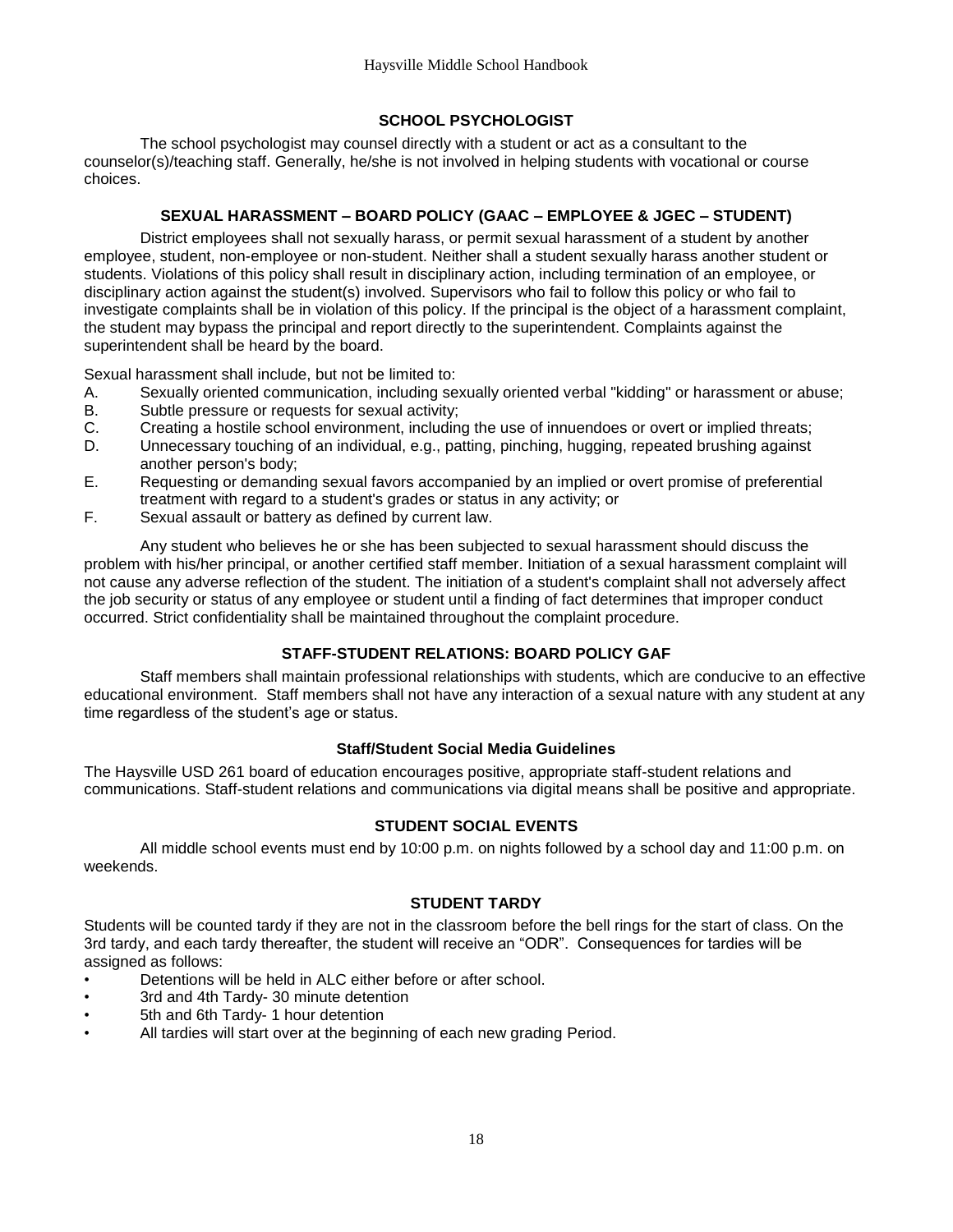## SCHOOL PSYCHOLOGIST

The school psychologist may counsel directly with a student or act as a consultant to the counselor(s)/teaching staff. Generally, he/she is not involved in helping students with vocational or course choices.

## SEXUAL HARASSMENT – BOARD POLICY (GAAC – EMPLOYEE & JGEC – STUDENT)

District employees shall not sexually harass, or permit sexual harassment of a student by another employee, student, non-employee or non-student. Neither shall a student sexually harass another student or students. Violations of this policy shall result in disciplinary action, including termination of an employee, or disciplinary action against the student(s) involved. Supervisors who fail to follow this policy or who fail to investigate complaints shall be in violation of this policy. If the principal is the object of a harassment complaint, the student may bypass the principal and report directly to the superintendent. Complaints against the superintendent shall be heard by the board.

Sexual harassment shall include, but not be limited to:

A. Sexually oriented communication, including sexually oriented verbal "kidding" or harassment or abuse;
B. Subtle pressure or requests for sexual activity;
C. Creating a hostile school environment, including the use of innuendoes or overt or implied threats;
D. Unnecessary touching of an individual, e.g., patting, pinching, hugging, repeated brushing against another person's body;
E. Requesting or demanding sexual favors accompanied by an implied or overt promise of preferential treatment with regard to a student's grades or status in any activity; or
F. Sexual assault or battery as defined by current law.

Any student who believes he or she has been subjected to sexual harassment should discuss the problem with his/her principal, or another certified staff member. Initiation of a sexual harassment complaint will not cause any adverse reflection of the student. The initiation of a student's complaint shall not adversely affect the job security or status of any employee or student until a finding of fact determines that improper conduct occurred. Strict confidentiality shall be maintained throughout the complaint procedure.

## STAFF-STUDENT RELATIONS: BOARD POLICY GAF

Staff members shall maintain professional relationships with students, which are conducive to an effective educational environment. Staff members shall not have any interaction of a sexual nature with any student at any time regardless of the student's age or status.

### Staff/Student Social Media Guidelines

The Haysville USD 261 board of education encourages positive, appropriate staff-student relations and communications. Staff-student relations and communications via digital means shall be positive and appropriate.

## STUDENT SOCIAL EVENTS

All middle school events must end by 10:00 p.m. on nights followed by a school day and 11:00 p.m. on weekends.

## STUDENT TARDY

Students will be counted tardy if they are not in the classroom before the bell rings for the start of class. On the 3rd tardy, and each tardy thereafter, the student will receive an "ODR". Consequences for tardies will be assigned as follows:

- Detentions will be held in ALC either before or after school.
- 3rd and 4th Tardy- 30 minute detention
- 5th and 6th Tardy- 1 hour detention
- All tardies will start over at the beginning of each new grading Period.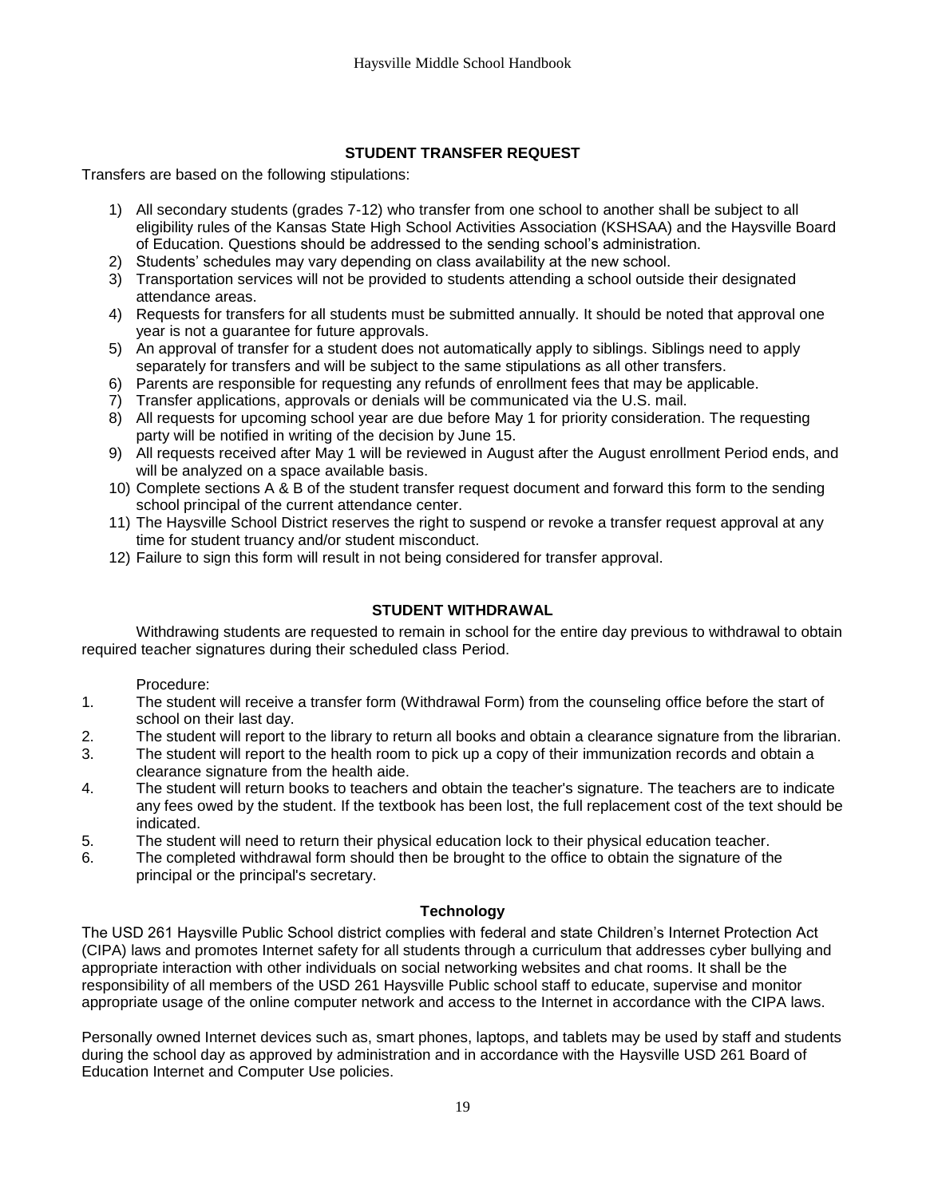## STUDENT TRANSFER REQUEST

Transfers are based on the following stipulations:

1) All secondary students (grades 7-12) who transfer from one school to another shall be subject to all eligibility rules of the Kansas State High School Activities Association (KSHSAA) and the Haysville Board of Education. Questions should be addressed to the sending school's administration.
2) Students' schedules may vary depending on class availability at the new school.
3) Transportation services will not be provided to students attending a school outside their designated attendance areas.
4) Requests for transfers for all students must be submitted annually. It should be noted that approval one year is not a guarantee for future approvals.
5) An approval of transfer for a student does not automatically apply to siblings. Siblings need to apply separately for transfers and will be subject to the same stipulations as all other transfers.
6) Parents are responsible for requesting any refunds of enrollment fees that may be applicable.
7) Transfer applications, approvals or denials will be communicated via the U.S. mail.
8) All requests for upcoming school year are due before May 1 for priority consideration. The requesting party will be notified in writing of the decision by June 15.
9) All requests received after May 1 will be reviewed in August after the August enrollment Period ends, and will be analyzed on a space available basis.
10) Complete sections A & B of the student transfer request document and forward this form to the sending school principal of the current attendance center.
11) The Haysville School District reserves the right to suspend or revoke a transfer request approval at any time for student truancy and/or student misconduct.
12) Failure to sign this form will result in not being considered for transfer approval.

## STUDENT WITHDRAWAL

Withdrawing students are requested to remain in school for the entire day previous to withdrawal to obtain required teacher signatures during their scheduled class Period.

Procedure:

1. The student will receive a transfer form (Withdrawal Form) from the counseling office before the start of school on their last day.
2. The student will report to the library to return all books and obtain a clearance signature from the librarian.
3. The student will report to the health room to pick up a copy of their immunization records and obtain a clearance signature from the health aide.
4. The student will return books to teachers and obtain the teacher's signature. The teachers are to indicate any fees owed by the student. If the textbook has been lost, the full replacement cost of the text should be indicated.
5. The student will need to return their physical education lock to their physical education teacher.
6. The completed withdrawal form should then be brought to the office to obtain the signature of the principal or the principal's secretary.

## Technology

The USD 261 Haysville Public School district complies with federal and state Children's Internet Protection Act (CIPA) laws and promotes Internet safety for all students through a curriculum that addresses cyber bullying and appropriate interaction with other individuals on social networking websites and chat rooms. It shall be the responsibility of all members of the USD 261 Haysville Public school staff to educate, supervise and monitor appropriate usage of the online computer network and access to the Internet in accordance with the CIPA laws.

Personally owned Internet devices such as, smart phones, laptops, and tablets may be used by staff and students during the school day as approved by administration and in accordance with the Haysville USD 261 Board of Education Internet and Computer Use policies.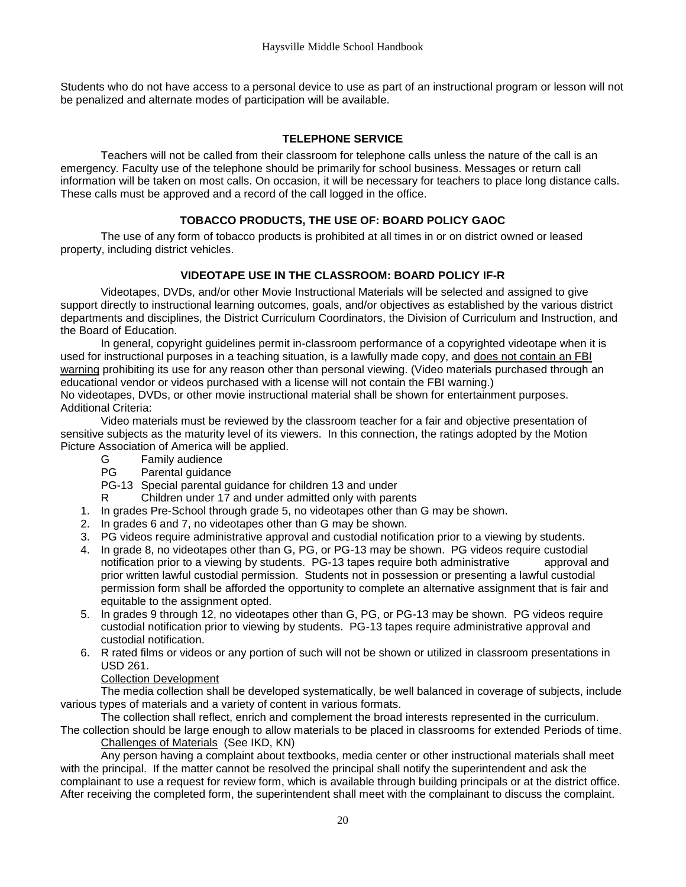Students who do not have access to a personal device to use as part of an instructional program or lesson will not be penalized and alternate modes of participation will be available.

## TELEPHONE SERVICE

Teachers will not be called from their classroom for telephone calls unless the nature of the call is an emergency. Faculty use of the telephone should be primarily for school business. Messages or return call information will be taken on most calls. On occasion, it will be necessary for teachers to place long distance calls. These calls must be approved and a record of the call logged in the office.

## TOBACCO PRODUCTS, THE USE OF: BOARD POLICY GAOC

The use of any form of tobacco products is prohibited at all times in or on district owned or leased property, including district vehicles.

## VIDEOTAPE USE IN THE CLASSROOM: BOARD POLICY IF-R

Videotapes, DVDs, and/or other Movie Instructional Materials will be selected and assigned to give support directly to instructional learning outcomes, goals, and/or objectives as established by the various district departments and disciplines, the District Curriculum Coordinators, the Division of Curriculum and Instruction, and the Board of Education.

In general, copyright guidelines permit in-classroom performance of a copyrighted videotape when it is used for instructional purposes in a teaching situation, is a lawfully made copy, and <u>does not contain an FBI warning</u> prohibiting its use for any reason other than personal viewing. (Video materials purchased through an educational vendor or videos purchased with a license will not contain the FBI warning.)
No videotapes, DVDs, or other movie instructional material shall be shown for entertainment purposes.
Additional Criteria:

Video materials must be reviewed by the classroom teacher for a fair and objective presentation of sensitive subjects as the maturity level of its viewers. In this connection, the ratings adopted by the Motion Picture Association of America will be applied.

- G Family audience
- PG Parental guidance
- PG-13 Special parental guidance for children 13 and under
- R Children under 17 and under admitted only with parents

1. In grades Pre-School through grade 5, no videotapes other than G may be shown.
2. In grades 6 and 7, no videotapes other than G may be shown.
3. PG videos require administrative approval and custodial notification prior to a viewing by students.
4. In grade 8, no videotapes other than G, PG, or PG-13 may be shown. PG videos require custodial notification prior to a viewing by students. PG-13 tapes require both administrative approval and prior written lawful custodial permission. Students not in possession or presenting a lawful custodial permission form shall be afforded the opportunity to complete an alternative assignment that is fair and equitable to the assignment opted.
5. In grades 9 through 12, no videotapes other than G, PG, or PG-13 may be shown. PG videos require custodial notification prior to viewing by students. PG-13 tapes require administrative approval and custodial notification.
6. R rated films or videos or any portion of such will not be shown or utilized in classroom presentations in USD 261.

<u>Collection Development</u>

The media collection shall be developed systematically, be well balanced in coverage of subjects, include various types of materials and a variety of content in various formats.

The collection shall reflect, enrich and complement the broad interests represented in the curriculum. The collection should be large enough to allow materials to be placed in classrooms for extended Periods of time.

<u>Challenges of Materials</u> (See IKD, KN)

Any person having a complaint about textbooks, media center or other instructional materials shall meet with the principal. If the matter cannot be resolved the principal shall notify the superintendent and ask the complainant to use a request for review form, which is available through building principals or at the district office. After receiving the completed form, the superintendent shall meet with the complainant to discuss the complaint.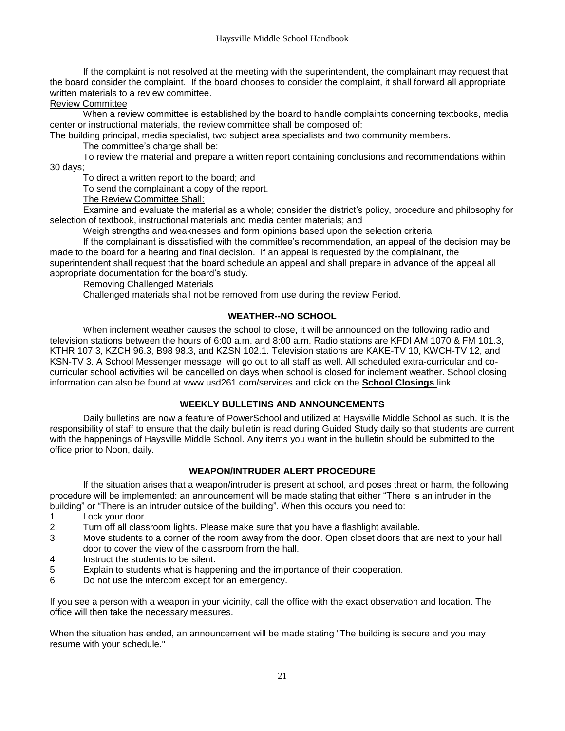If the complaint is not resolved at the meeting with the superintendent, the complainant may request that the board consider the complaint. If the board chooses to consider the complaint, it shall forward all appropriate written materials to a review committee.

Review Committee

When a review committee is established by the board to handle complaints concerning textbooks, media center or instructional materials, the review committee shall be composed of:

The building principal, media specialist, two subject area specialists and two community members.

The committee's charge shall be:

To review the material and prepare a written report containing conclusions and recommendations within 30 days;

To direct a written report to the board; and

To send the complainant a copy of the report.

The Review Committee Shall:

Examine and evaluate the material as a whole; consider the district's policy, procedure and philosophy for selection of textbook, instructional materials and media center materials; and

Weigh strengths and weaknesses and form opinions based upon the selection criteria.

If the complainant is dissatisfied with the committee's recommendation, an appeal of the decision may be made to the board for a hearing and final decision. If an appeal is requested by the complainant, the superintendent shall request that the board schedule an appeal and shall prepare in advance of the appeal all appropriate documentation for the board's study.

Removing Challenged Materials

Challenged materials shall not be removed from use during the review Period.

## WEATHER--NO SCHOOL

When inclement weather causes the school to close, it will be announced on the following radio and television stations between the hours of 6:00 a.m. and 8:00 a.m. Radio stations are KFDI AM 1070 & FM 101.3, KTHR 107.3, KZCH 96.3, B98 98.3, and KZSN 102.1. Television stations are KAKE-TV 10, KWCH-TV 12, and KSN-TV 3. A School Messenger message will go out to all staff as well. All scheduled extra-curricular and co-curricular school activities will be cancelled on days when school is closed for inclement weather. School closing information can also be found at www.usd261.com/services and click on the **School Closings** link.

## WEEKLY BULLETINS AND ANNOUNCEMENTS

Daily bulletins are now a feature of PowerSchool and utilized at Haysville Middle School as such. It is the responsibility of staff to ensure that the daily bulletin is read during Guided Study daily so that students are current with the happenings of Haysville Middle School. Any items you want in the bulletin should be submitted to the office prior to Noon, daily.

## WEAPON/INTRUDER ALERT PROCEDURE

If the situation arises that a weapon/intruder is present at school, and poses threat or harm, the following procedure will be implemented: an announcement will be made stating that either "There is an intruder in the building" or "There is an intruder outside of the building". When this occurs you need to:

1. Lock your door.
2. Turn off all classroom lights. Please make sure that you have a flashlight available.
3. Move students to a corner of the room away from the door. Open closet doors that are next to your hall door to cover the view of the classroom from the hall.
4. Instruct the students to be silent.
5. Explain to students what is happening and the importance of their cooperation.
6. Do not use the intercom except for an emergency.

If you see a person with a weapon in your vicinity, call the office with the exact observation and location. The office will then take the necessary measures.

When the situation has ended, an announcement will be made stating "The building is secure and you may resume with your schedule."